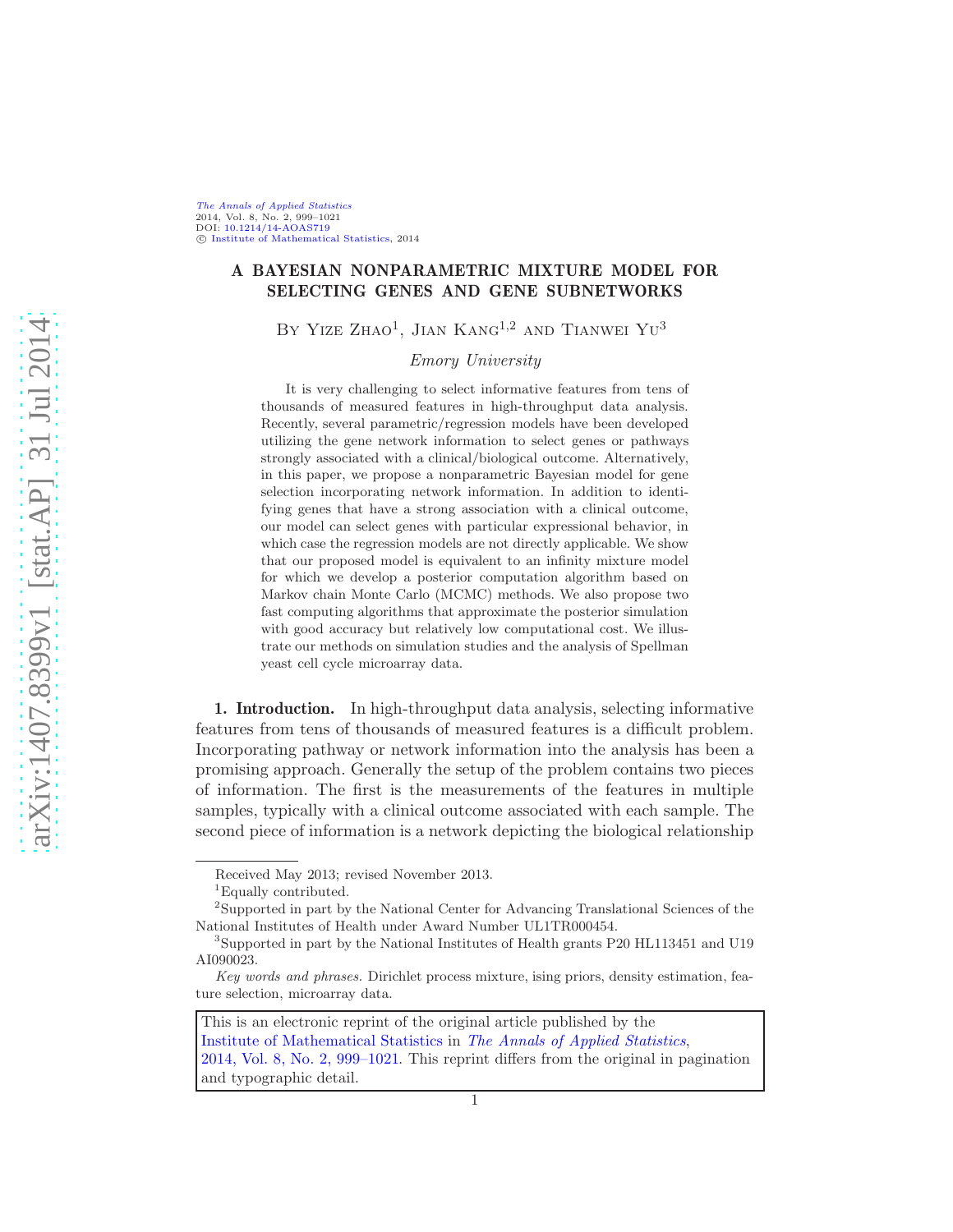# A BAYESIAN NONPARAMETRIC MIXTURE MODEL FOR SELECTING GENES AND GENE SUBNETWORKS

By Yize Zhao[1], Jian Kang[1,2] and Tianwei Yu[3]

*Emory University*

It is very challenging to select informative features from tens of thousands of measured features in high-throughput data analysis. Recently, several parametric/regression models have been developed utilizing the gene network information to select genes or pathways strongly associated with a clinical/biological outcome. Alternatively, in this paper, we propose a nonparametric Bayesian model for gene selection incorporating network information. In addition to identifying genes that have a strong association with a clinical outcome, our model can select genes with particular expressional behavior, in which case the regression models are not directly applicable. We show that our proposed model is equivalent to an infinity mixture model for which we develop a posterior computation algorithm based on Markov chain Monte Carlo (MCMC) methods. We also propose two fast computing algorithms that approximate the posterior simulation with good accuracy but relatively low computational cost. We illustrate our methods on simulation studies and the analysis of Spellman yeast cell cycle microarray data.

**1. Introduction.** In high-throughput data analysis, selecting informative features from tens of thousands of measured features is a difficult problem. Incorporating pathway or network information into the analysis has been a promising approach. Generally the setup of the problem contains two pieces of information. The first is the measurements of the features in multiple samples, typically with a clinical outcome associated with each sample. The second piece of information is a network depicting the biological relationship

---

Received May 2013; revised November 2013.

[1]Equally contributed.

[2]Supported in part by the National Center for Advancing Translational Sciences of the National Institutes of Health under Award Number UL1TR000454.

[3]Supported in part by the National Institutes of Health grants P20 HL113451 and U19 AI090023.

*Key words and phrases.* Dirichlet process mixture, ising priors, density estimation, feature selection, microarray data.

This is an electronic reprint of the original article published by the Institute of Mathematical Statistics in *The Annals of Applied Statistics*, 2014, Vol. 8, No. 2, 999–1021. This reprint differs from the original in pagination and typographic detail.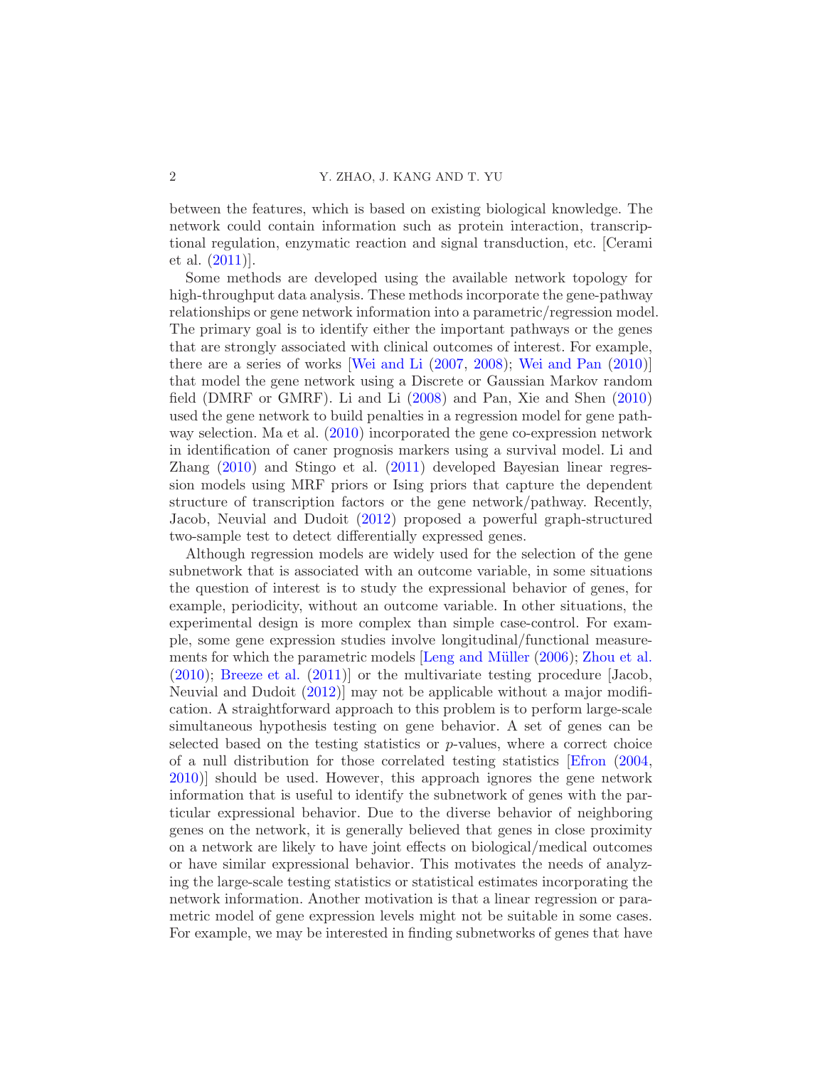between the features, which is based on existing biological knowledge. The network could contain information such as protein interaction, transcriptional regulation, enzymatic reaction and signal transduction, etc. [Cerami et al. (2011)].

Some methods are developed using the available network topology for high-throughput data analysis. These methods incorporate the gene-pathway relationships or gene network information into a parametric/regression model. The primary goal is to identify either the important pathways or the genes that are strongly associated with clinical outcomes of interest. For example, there are a series of works [Wei and Li (2007, 2008); Wei and Pan (2010)] that model the gene network using a Discrete or Gaussian Markov random field (DMRF or GMRF). Li and Li (2008) and Pan, Xie and Shen (2010) used the gene network to build penalties in a regression model for gene pathway selection. Ma et al. (2010) incorporated the gene co-expression network in identification of caner prognosis markers using a survival model. Li and Zhang (2010) and Stingo et al. (2011) developed Bayesian linear regression models using MRF priors or Ising priors that capture the dependent structure of transcription factors or the gene network/pathway. Recently, Jacob, Neuvial and Dudoit (2012) proposed a powerful graph-structured two-sample test to detect differentially expressed genes.

Although regression models are widely used for the selection of the gene subnetwork that is associated with an outcome variable, in some situations the question of interest is to study the expressional behavior of genes, for example, periodicity, without an outcome variable. In other situations, the experimental design is more complex than simple case-control. For example, some gene expression studies involve longitudinal/functional measurements for which the parametric models [Leng and Müller (2006); Zhou et al. (2010); Breeze et al. (2011)] or the multivariate testing procedure [Jacob, Neuvial and Dudoit (2012)] may not be applicable without a major modification. A straightforward approach to this problem is to perform large-scale simultaneous hypothesis testing on gene behavior. A set of genes can be selected based on the testing statistics or $p$-values, where a correct choice of a null distribution for those correlated testing statistics [Efron (2004, 2010)] should be used. However, this approach ignores the gene network information that is useful to identify the subnetwork of genes with the particular expressional behavior. Due to the diverse behavior of neighboring genes on the network, it is generally believed that genes in close proximity on a network are likely to have joint effects on biological/medical outcomes or have similar expressional behavior. This motivates the needs of analyzing the large-scale testing statistics or statistical estimates incorporating the network information. Another motivation is that a linear regression or parametric model of gene expression levels might not be suitable in some cases. For example, we may be interested in finding subnetworks of genes that have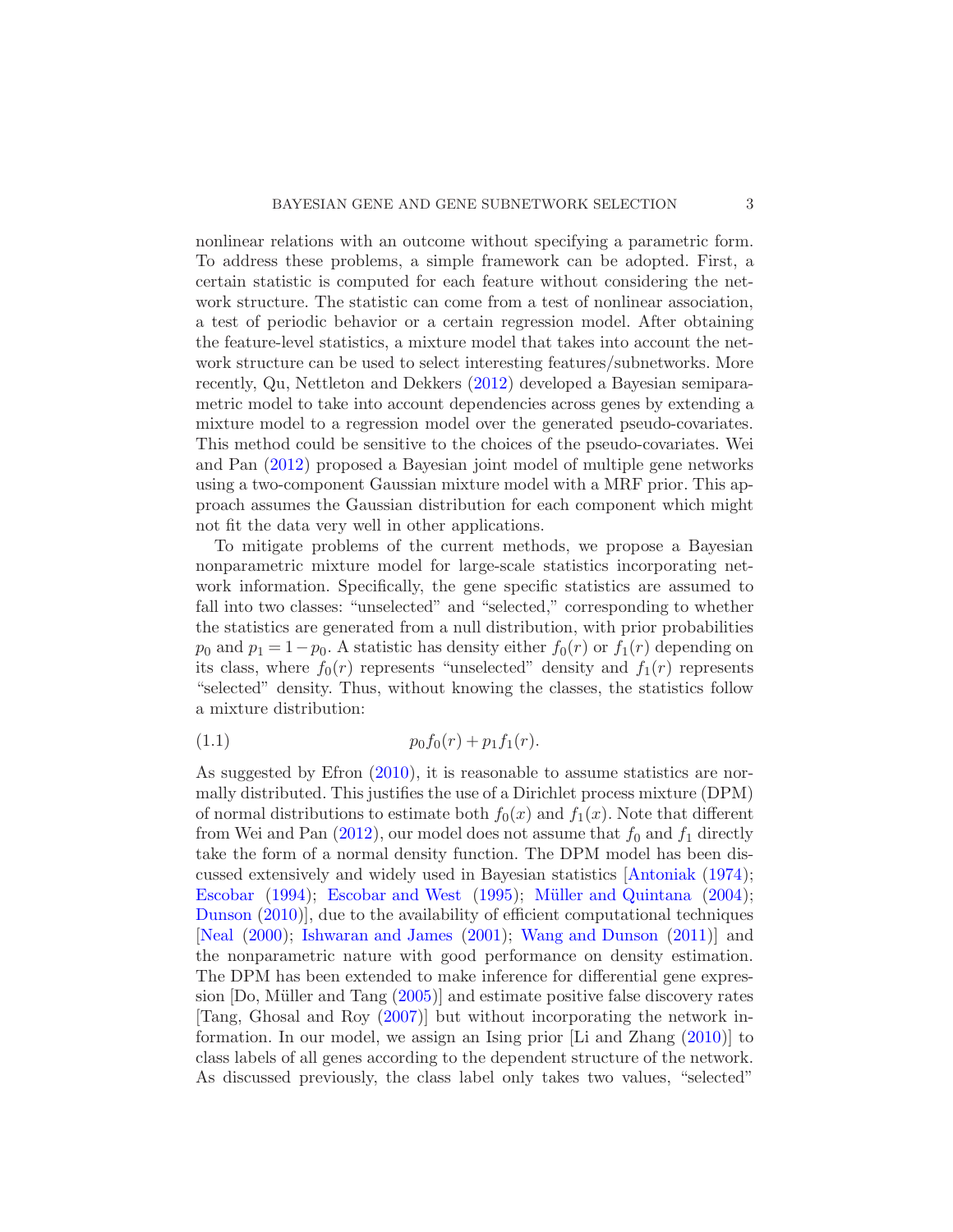nonlinear relations with an outcome without specifying a parametric form. To address these problems, a simple framework can be adopted. First, a certain statistic is computed for each feature without considering the network structure. The statistic can come from a test of nonlinear association, a test of periodic behavior or a certain regression model. After obtaining the feature-level statistics, a mixture model that takes into account the network structure can be used to select interesting features/subnetworks. More recently, Qu, Nettleton and Dekkers (2012) developed a Bayesian semiparametric model to take into account dependencies across genes by extending a mixture model to a regression model over the generated pseudo-covariates. This method could be sensitive to the choices of the pseudo-covariates. Wei and Pan (2012) proposed a Bayesian joint model of multiple gene networks using a two-component Gaussian mixture model with a MRF prior. This approach assumes the Gaussian distribution for each component which might not fit the data very well in other applications.

To mitigate problems of the current methods, we propose a Bayesian nonparametric mixture model for large-scale statistics incorporating network information. Specifically, the gene specific statistics are assumed to fall into two classes: "unselected" and "selected," corresponding to whether the statistics are generated from a null distribution, with prior probabilities $p_0$ and $p_1 = 1 - p_0$. A statistic has density either $f_0(r)$ or $f_1(r)$ depending on its class, where $f_0(r)$ represents "unselected" density and $f_1(r)$ represents "selected" density. Thus, without knowing the classes, the statistics follow a mixture distribution:

$$p_0 f_0(r) + p_1 f_1(r). \tag{1.1}$$

As suggested by Efron (2010), it is reasonable to assume statistics are normally distributed. This justifies the use of a Dirichlet process mixture (DPM) of normal distributions to estimate both $f_0(x)$ and $f_1(x)$. Note that different from Wei and Pan (2012), our model does not assume that $f_0$ and $f_1$ directly take the form of a normal density function. The DPM model has been discussed extensively and widely used in Bayesian statistics [Antoniak (1974); Escobar (1994); Escobar and West (1995); Müller and Quintana (2004); Dunson (2010)], due to the availability of efficient computational techniques [Neal (2000); Ishwaran and James (2001); Wang and Dunson (2011)] and the nonparametric nature with good performance on density estimation. The DPM has been extended to make inference for differential gene expression [Do, Müller and Tang (2005)] and estimate positive false discovery rates [Tang, Ghosal and Roy (2007)] but without incorporating the network information. In our model, we assign an Ising prior [Li and Zhang (2010)] to class labels of all genes according to the dependent structure of the network. As discussed previously, the class label only takes two values, "selected"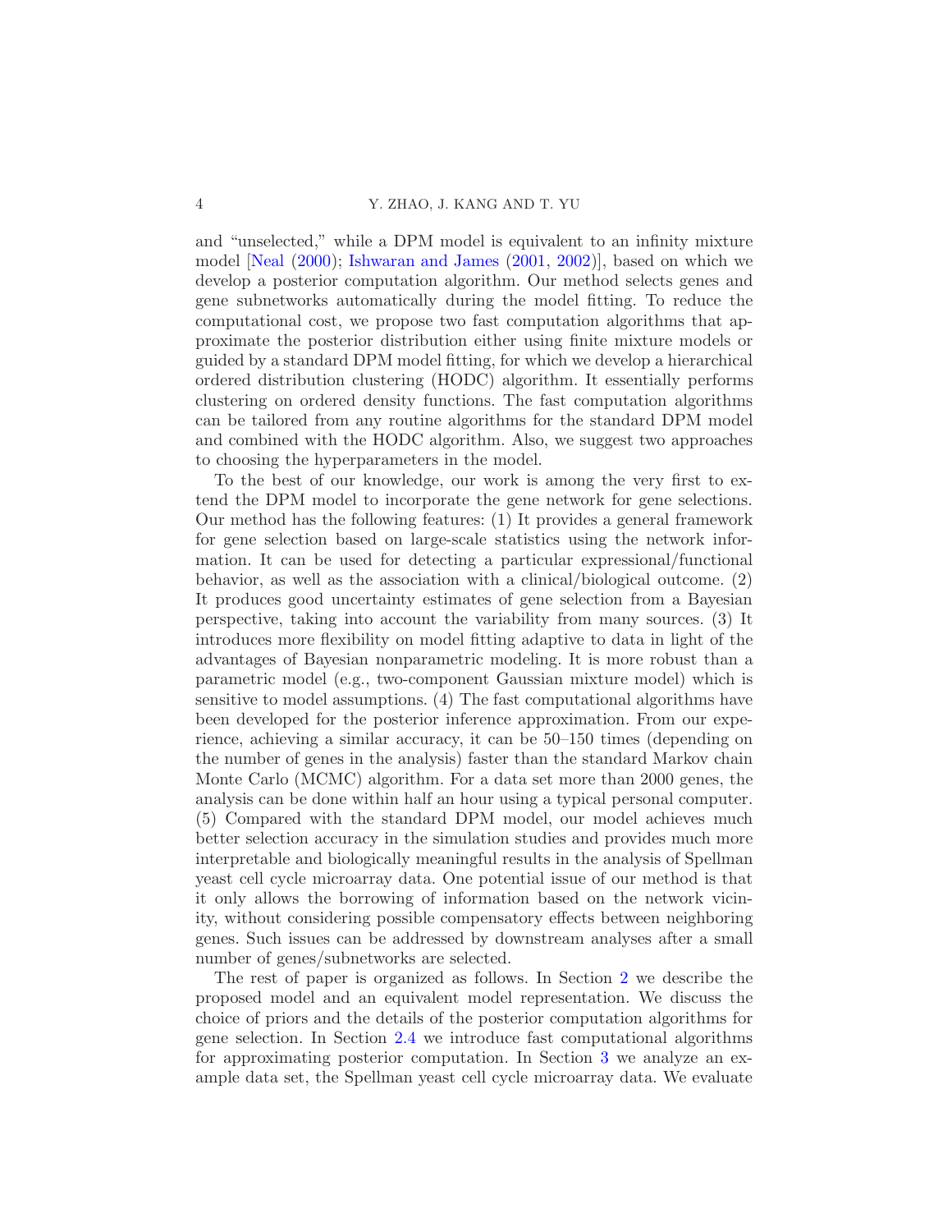and "unselected," while a DPM model is equivalent to an infinity mixture model [Neal (2000); Ishwaran and James (2001, 2002)], based on which we develop a posterior computation algorithm. Our method selects genes and gene subnetworks automatically during the model fitting. To reduce the computational cost, we propose two fast computation algorithms that approximate the posterior distribution either using finite mixture models or guided by a standard DPM model fitting, for which we develop a hierarchical ordered distribution clustering (HODC) algorithm. It essentially performs clustering on ordered density functions. The fast computation algorithms can be tailored from any routine algorithms for the standard DPM model and combined with the HODC algorithm. Also, we suggest two approaches to choosing the hyperparameters in the model.

To the best of our knowledge, our work is among the very first to extend the DPM model to incorporate the gene network for gene selections. Our method has the following features: (1) It provides a general framework for gene selection based on large-scale statistics using the network information. It can be used for detecting a particular expressional/functional behavior, as well as the association with a clinical/biological outcome. (2) It produces good uncertainty estimates of gene selection from a Bayesian perspective, taking into account the variability from many sources. (3) It introduces more flexibility on model fitting adaptive to data in light of the advantages of Bayesian nonparametric modeling. It is more robust than a parametric model (e.g., two-component Gaussian mixture model) which is sensitive to model assumptions. (4) The fast computational algorithms have been developed for the posterior inference approximation. From our experience, achieving a similar accuracy, it can be 50–150 times (depending on the number of genes in the analysis) faster than the standard Markov chain Monte Carlo (MCMC) algorithm. For a data set more than 2000 genes, the analysis can be done within half an hour using a typical personal computer. (5) Compared with the standard DPM model, our model achieves much better selection accuracy in the simulation studies and provides much more interpretable and biologically meaningful results in the analysis of Spellman yeast cell cycle microarray data. One potential issue of our method is that it only allows the borrowing of information based on the network vicinity, without considering possible compensatory effects between neighboring genes. Such issues can be addressed by downstream analyses after a small number of genes/subnetworks are selected.

The rest of paper is organized as follows. In Section 2 we describe the proposed model and an equivalent model representation. We discuss the choice of priors and the details of the posterior computation algorithms for gene selection. In Section 2.4 we introduce fast computational algorithms for approximating posterior computation. In Section 3 we analyze an example data set, the Spellman yeast cell cycle microarray data. We evaluate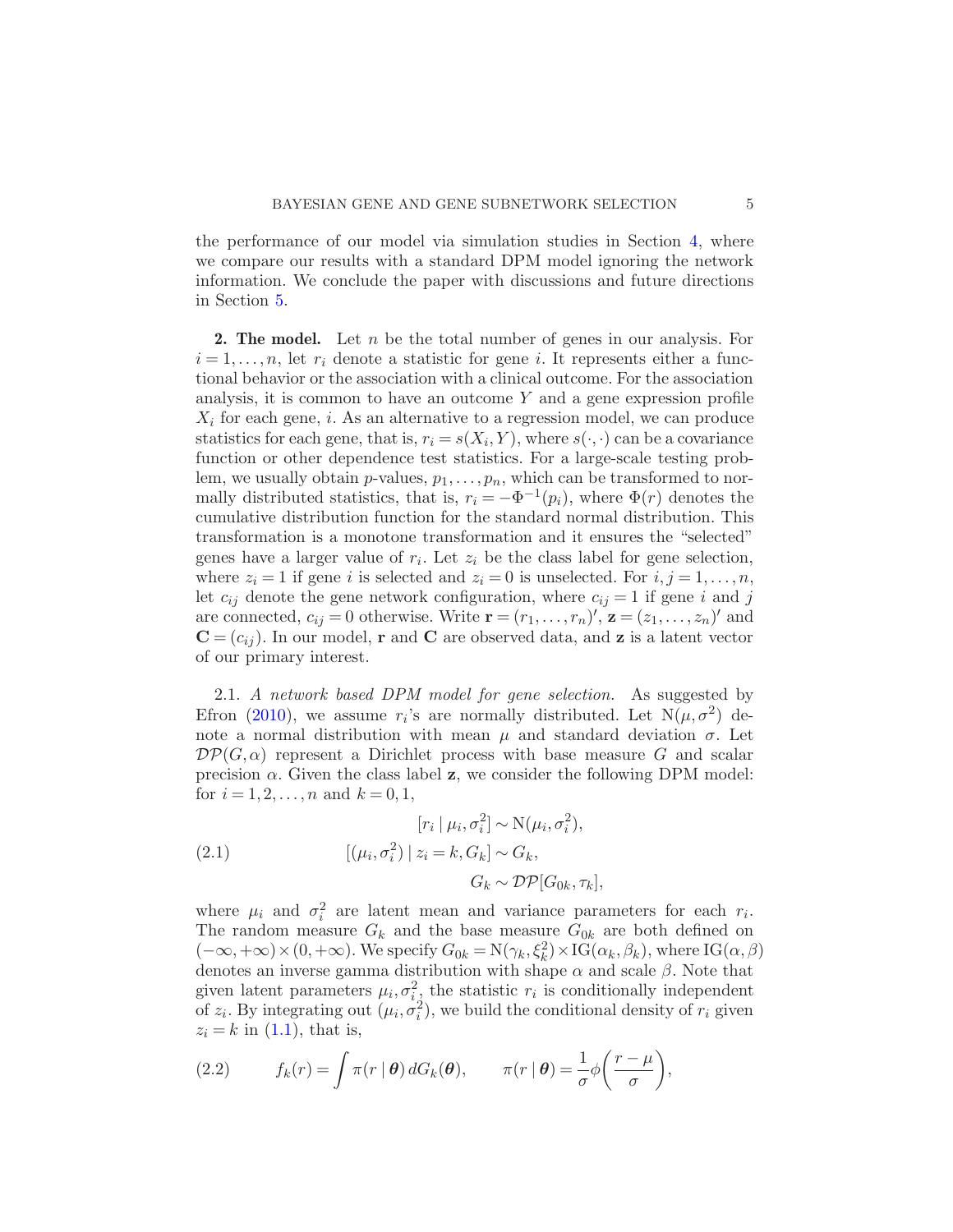the performance of our model via simulation studies in Section 4, where we compare our results with a standard DPM model ignoring the network information. We conclude the paper with discussions and future directions in Section 5.

## 2. The model.

Let $n$ be the total number of genes in our analysis. For $i = 1, \dots, n$, let $r_i$ denote a statistic for gene $i$. It represents either a functional behavior or the association with a clinical outcome. For the association analysis, it is common to have an outcome $Y$ and a gene expression profile $X_i$ for each gene, $i$. As an alternative to a regression model, we can produce statistics for each gene, that is, $r_i = s(X_i, Y)$, where $s(\cdot, \cdot)$ can be a covariance function or other dependence test statistics. For a large-scale testing problem, we usually obtain $p$-values, $p_1, \dots, p_n$, which can be transformed to normally distributed statistics, that is, $r_i = -\Phi^{-1}(p_i)$, where $\Phi(r)$ denotes the cumulative distribution function for the standard normal distribution. This transformation is a monotone transformation and it ensures the "selected" genes have a larger value of $r_i$. Let $z_i$ be the class label for gene selection, where $z_i = 1$ if gene $i$ is selected and $z_i = 0$ is unselected. For $i, j = 1, \dots, n$, let $c_{ij}$ denote the gene network configuration, where $c_{ij} = 1$ if gene $i$ and $j$ are connected, $c_{ij} = 0$ otherwise. Write $\mathbf{r} = (r_1, \dots, r_n)'$, $\mathbf{z} = (z_1, \dots, z_n)'$ and $\mathbf{C} = (c_{ij})$. In our model, $\mathbf{r}$ and $\mathbf{C}$ are observed data, and $\mathbf{z}$ is a latent vector of our primary interest.

### 2.1. *A network based DPM model for gene selection.*

As suggested by Efron (2010), we assume $r_i$'s are normally distributed. Let $\mathrm{N}(\mu, \sigma^2)$ denote a normal distribution with mean $\mu$ and standard deviation $\sigma$. Let $\mathcal{DP}(G, \alpha)$ represent a Dirichlet process with base measure $G$ and scalar precision $\alpha$. Given the class label $\mathbf{z}$, we consider the following DPM model: for $i = 1, 2, \dots, n$ and $k = 0, 1$,

$$
\begin{aligned}
[r_i \mid \mu_i, \sigma_i^2] &\sim \mathrm{N}(\mu_i, \sigma_i^2), \\
[(\mu_i, \sigma_i^2) \mid z_i = k, G_k] &\sim G_k, \qquad (2.1)\\
G_k &\sim \mathcal{DP}[G_{0k}, \tau_k],
\end{aligned}
$$

where $\mu_i$ and $\sigma_i^2$ are latent mean and variance parameters for each $r_i$. The random measure $G_k$ and the base measure $G_{0k}$ are both defined on $(-\infty, +\infty) \times (0, +\infty)$. We specify $G_{0k} = \mathrm{N}(\gamma_k, \xi_k^2) \times \mathrm{IG}(\alpha_k, \beta_k)$, where $\mathrm{IG}(\alpha, \beta)$ denotes an inverse gamma distribution with shape $\alpha$ and scale $\beta$. Note that given latent parameters $\mu_i, \sigma_i^2$, the statistic $r_i$ is conditionally independent of $z_i$. By integrating out $(\mu_i, \sigma_i^2)$, we build the conditional density of $r_i$ given $z_i = k$ in (1.1), that is,

$$
f_k(r) = \int \pi(r \mid \boldsymbol{\theta}) \, dG_k(\boldsymbol{\theta}), \qquad \pi(r \mid \boldsymbol{\theta}) = \frac{1}{\sigma} \phi\left( \frac{r - \mu}{\sigma} \right), \qquad (2.2)
$$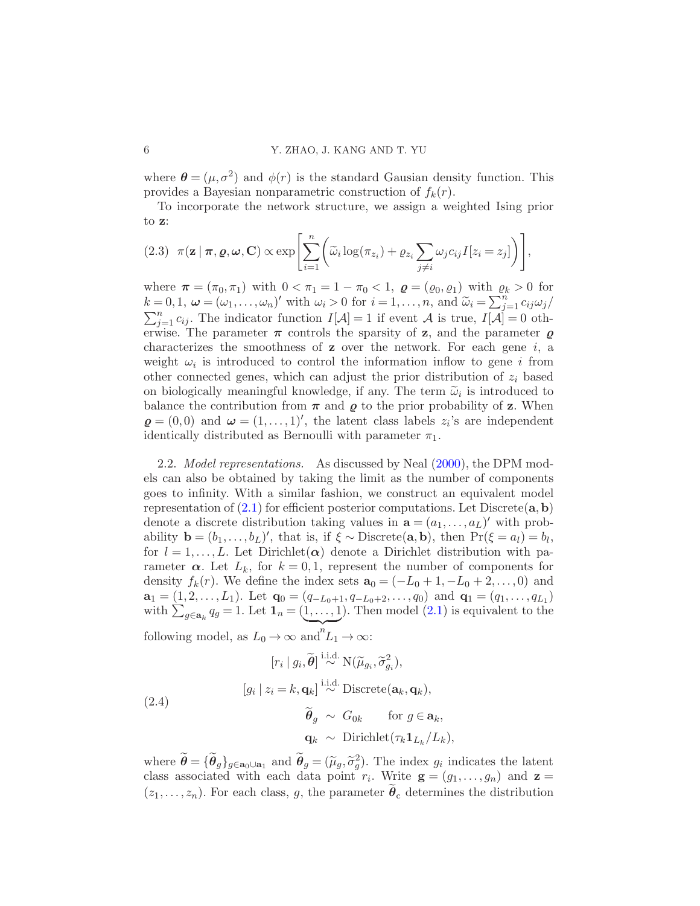where $\boldsymbol{\theta} = (\mu, \sigma^2)$ and $\phi(r)$ is the standard Gausian density function. This provides a Bayesian nonparametric construction of $f_k(r)$.

To incorporate the network structure, we assign a weighted Ising prior to $\mathbf{z}$:

$$\pi(\mathbf{z} \mid \boldsymbol{\pi}, \boldsymbol{\varrho}, \boldsymbol{\omega}, \mathbf{C}) \propto \exp\left[\sum_{i=1}^{n}\left(\widetilde{\omega}_i \log(\pi_{z_i}) + \varrho_{z_i} \sum_{j \neq i} \omega_j c_{ij} I[z_i = z_j]\right)\right], \tag{2.3}$$

where $\boldsymbol{\pi} = (\pi_0, \pi_1)$ with $0 < \pi_1 = 1 - \pi_0 < 1$, $\boldsymbol{\varrho} = (\varrho_0, \varrho_1)$ with $\varrho_k > 0$ for $k = 0, 1$, $\boldsymbol{\omega} = (\omega_1, \dots, \omega_n)'$ with $\omega_i > 0$ for $i = 1, \dots, n$, and $\widetilde{\omega}_i = \sum_{j=1}^{n} c_{ij}\omega_j / \sum_{j=1}^{n} c_{ij}$. The indicator function $I[\mathcal{A}] = 1$ if event $\mathcal{A}$ is true, $I[\mathcal{A}] = 0$ otherwise. The parameter $\boldsymbol{\pi}$ controls the sparsity of $\mathbf{z}$, and the parameter $\boldsymbol{\varrho}$ characterizes the smoothness of $\mathbf{z}$ over the network. For each gene $i$, a weight $\omega_i$ is introduced to control the information inflow to gene $i$ from other connected genes, which can adjust the prior distribution of $z_i$ based on biologically meaningful knowledge, if any. The term $\widetilde{\omega}_i$ is introduced to balance the contribution from $\boldsymbol{\pi}$ and $\boldsymbol{\varrho}$ to the prior probability of $\mathbf{z}$. When $\boldsymbol{\varrho} = (0, 0)$ and $\boldsymbol{\omega} = (1, \dots, 1)'$, the latent class labels $z_i$'s are independent identically distributed as Bernoulli with parameter $\pi_1$.

2.2. *Model representations.* As discussed by Neal (2000), the DPM models can also be obtained by taking the limit as the number of components goes to infinity. With a similar fashion, we construct an equivalent model representation of (2.1) for efficient posterior computations. Let $\text{Discrete}(\mathbf{a}, \mathbf{b})$ denote a discrete distribution taking values in $\mathbf{a} = (a_1, \dots, a_L)'$ with probability $\mathbf{b} = (b_1, \dots, b_L)'$, that is, if $\xi \sim \text{Discrete}(\mathbf{a}, \mathbf{b})$, then $\Pr(\xi = a_l) = b_l$, for $l = 1, \dots, L$. Let $\text{Dirichlet}(\boldsymbol{\alpha})$ denote a Dirichlet distribution with parameter $\boldsymbol{\alpha}$. Let $L_k$, for $k = 0, 1$, represent the number of components for density $f_k(r)$. We define the index sets $\mathbf{a}_0 = (-L_0 + 1, -L_0 + 2, \dots, 0)$ and $\mathbf{a}_1 = (1, 2, \dots, L_1)$. Let $\mathbf{q}_0 = (q_{-L_0+1}, q_{-L_0+2}, \dots, q_0)$ and $\mathbf{q}_1 = (q_1, \dots, q_{L_1})$ with $\sum_{g \in \mathbf{a}_k} q_g = 1$. Let $\mathbf{1}_n = (\underbrace{1, \dots, 1}_{n})$. Then model (2.1) is equivalent to the following model, as $L_0 \to \infty$ and $L_1 \to \infty$:

$$\begin{aligned}
[r_i \mid g_i, \widetilde{\boldsymbol{\theta}}] &\overset{\text{i.i.d.}}{\sim} \text{N}(\widetilde{\mu}_{g_i}, \widetilde{\sigma}^2_{g_i}), \\
[g_i \mid z_i = k, \mathbf{q}_k] &\overset{\text{i.i.d.}}{\sim} \text{Discrete}(\mathbf{a}_k, \mathbf{q}_k), \\
\widetilde{\boldsymbol{\theta}}_g &\sim G_{0k} \qquad \text{for } g \in \mathbf{a}_k, \\
\mathbf{q}_k &\sim \text{Dirichlet}(\tau_k \mathbf{1}_{L_k} / L_k),
\end{aligned} \tag{2.4}$$

where $\widetilde{\boldsymbol{\theta}} = \{\widetilde{\boldsymbol{\theta}}_g\}_{g \in \mathbf{a}_0 \cup \mathbf{a}_1}$ and $\widetilde{\boldsymbol{\theta}}_g = (\widetilde{\mu}_g, \widetilde{\sigma}^2_g)$. The index $g_i$ indicates the latent class associated with each data point $r_i$. Write $\mathbf{g} = (g_1, \dots, g_n)$ and $\mathbf{z} = (z_1, \dots, z_n)$. For each class, $g$, the parameter $\widetilde{\boldsymbol{\theta}}_c$ determines the distribution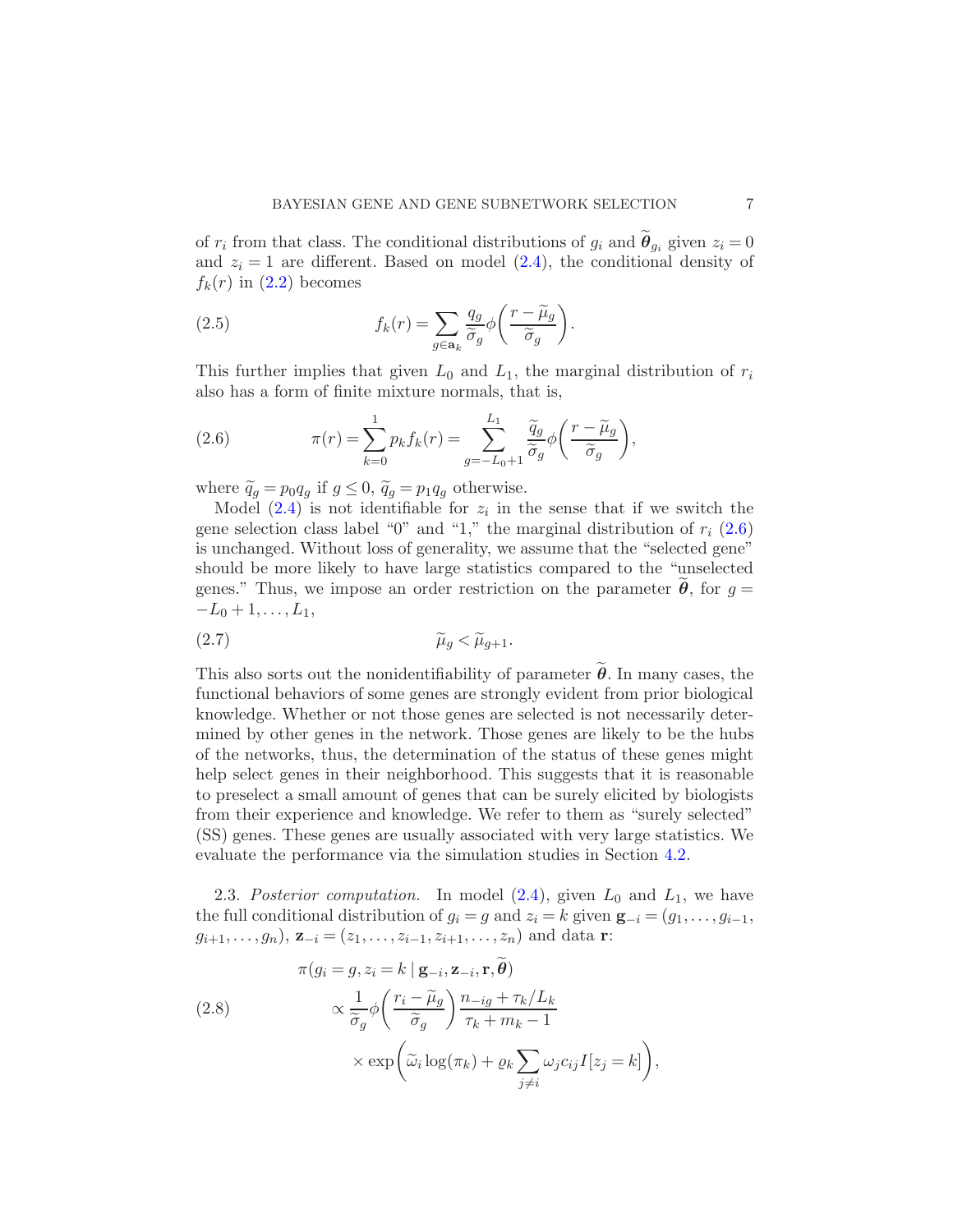of $r_i$ from that class. The conditional distributions of $g_i$ and $\widetilde{\boldsymbol{\theta}}_{g_i}$ given $z_i = 0$ and $z_i = 1$ are different. Based on model (2.4), the conditional density of $f_k(r)$ in (2.2) becomes

$$f_k(r) = \sum_{g \in \mathbf{a}_k} \frac{q_g}{\widetilde{\sigma}_g} \phi\left(\frac{r - \widetilde{\mu}_g}{\widetilde{\sigma}_g}\right). \tag{2.5}$$

This further implies that given $L_0$ and $L_1$, the marginal distribution of $r_i$ also has a form of finite mixture normals, that is,

$$\pi(r) = \sum_{k=0}^{1} p_k f_k(r) = \sum_{g=-L_0+1}^{L_1} \frac{\widetilde{q}_g}{\widetilde{\sigma}_g} \phi\left(\frac{r - \widetilde{\mu}_g}{\widetilde{\sigma}_g}\right), \tag{2.6}$$

where $\widetilde{q}_g = p_0 q_g$ if $g \leq 0$, $\widetilde{q}_g = p_1 q_g$ otherwise.

Model (2.4) is not identifiable for $z_i$ in the sense that if we switch the gene selection class label "0" and "1," the marginal distribution of $r_i$ (2.6) is unchanged. Without loss of generality, we assume that the "selected gene" should be more likely to have large statistics compared to the "unselected genes." Thus, we impose an order restriction on the parameter $\widetilde{\boldsymbol{\theta}}$, for $g = -L_0 + 1, \ldots, L_1$,

$$\widetilde{\mu}_g < \widetilde{\mu}_{g+1}. \tag{2.7}$$

This also sorts out the nonidentifiability of parameter $\widetilde{\boldsymbol{\theta}}$. In many cases, the functional behaviors of some genes are strongly evident from prior biological knowledge. Whether or not those genes are selected is not necessarily determined by other genes in the network. Those genes are likely to be the hubs of the networks, thus, the determination of the status of these genes might help select genes in their neighborhood. This suggests that it is reasonable to preselect a small amount of genes that can be surely elicited by biologists from their experience and knowledge. We refer to them as "surely selected" (SS) genes. These genes are usually associated with very large statistics. We evaluate the performance via the simulation studies in Section 4.2.

2.3. *Posterior computation.* In model (2.4), given $L_0$ and $L_1$, we have the full conditional distribution of $g_i = g$ and $z_i = k$ given $\mathbf{g}_{-i} = (g_1, \ldots, g_{i-1}, g_{i+1}, \ldots, g_n)$, $\mathbf{z}_{-i} = (z_1, \ldots, z_{i-1}, z_{i+1}, \ldots, z_n)$ and data $\mathbf{r}$:

$$\begin{aligned}
&\pi(g_i = g, z_i = k \mid \mathbf{g}_{-i}, \mathbf{z}_{-i}, \mathbf{r}, \widetilde{\boldsymbol{\theta}}) \\
&\quad \propto \frac{1}{\widetilde{\sigma}_g} \phi\left(\frac{r_i - \widetilde{\mu}_g}{\widetilde{\sigma}_g}\right) \frac{n_{-ig} + \tau_k / L_k}{\tau_k + m_k - 1} \\
&\qquad \times \exp\left(\widetilde{\omega}_i \log(\pi_k) + \varrho_k \sum_{j \neq i} \omega_j c_{ij} I[z_j = k]\right),
\end{aligned} \tag{2.8}$$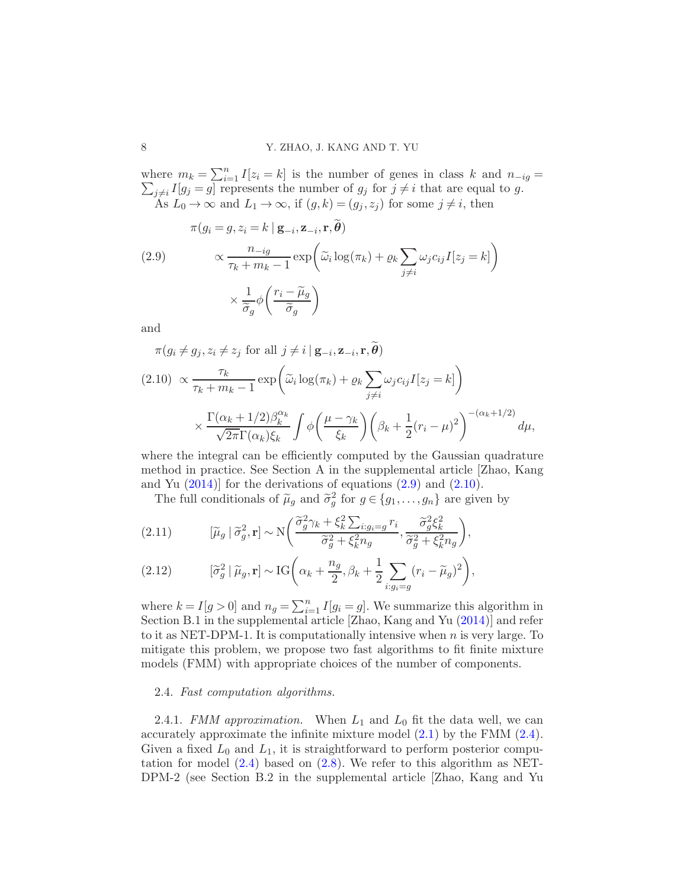where $m_k = \sum_{i=1}^n I[z_i = k]$ is the number of genes in class $k$ and $n_{-ig} = \sum_{j \neq i} I[g_j = g]$ represents the number of $g_j$ for $j \neq i$ that are equal to $g$.

As $L_0 \to \infty$ and $L_1 \to \infty$, if $(g, k) = (g_j, z_j)$ for some $j \neq i$, then

$$
\begin{aligned}
&\pi(g_i = g, z_i = k \mid \mathbf{g}_{-i}, \mathbf{z}_{-i}, \mathbf{r}, \widetilde{\boldsymbol{\theta}}) \\
&\quad \propto \frac{n_{-ig}}{\tau_k + m_k - 1} \exp\biggl(\widetilde{\omega}_i \log(\pi_k) + \varrho_k \sum_{j \neq i} \omega_j c_{ij} I[z_j = k]\biggr) \\
&\qquad \times \frac{1}{\widetilde{\sigma}_g} \phi\biggl(\frac{r_i - \widetilde{\mu}_g}{\widetilde{\sigma}_g}\biggr)
\end{aligned}
\tag{2.9}
$$

and

$$
\begin{aligned}
&\pi(g_i \neq g_j, z_i \neq z_j \text{ for all } j \neq i \mid \mathbf{g}_{-i}, \mathbf{z}_{-i}, \mathbf{r}, \widetilde{\boldsymbol{\theta}}) \\
&\propto \frac{\tau_k}{\tau_k + m_k - 1} \exp\biggl(\widetilde{\omega}_i \log(\pi_k) + \varrho_k \sum_{j \neq i} \omega_j c_{ij} I[z_j = k]\biggr) \\
&\quad \times \frac{\Gamma(\alpha_k + 1/2) \beta_k^{\alpha_k}}{\sqrt{2\pi} \Gamma(\alpha_k) \xi_k} \int \phi\biggl(\frac{\mu - \gamma_k}{\xi_k}\biggr) \biggl(\beta_k + \frac{1}{2}(r_i - \mu)^2\biggr)^{-(\alpha_k + 1/2)} d\mu,
\end{aligned}
\tag{2.10}
$$

where the integral can be efficiently computed by the Gaussian quadrature method in practice. See Section A in the supplemental article [Zhao, Kang and Yu (2014)] for the derivations of equations (2.9) and (2.10).

The full conditionals of $\widetilde{\mu}_g$ and $\widetilde{\sigma}_g^2$ for $g \in \{g_1, \ldots, g_n\}$ are given by

$$
[\widetilde{\mu}_g \mid \widetilde{\sigma}_g^2, \mathbf{r}] \sim \mathrm{N}\biggl(\frac{\widetilde{\sigma}_g^2 \gamma_k + \xi_k^2 \sum_{i: g_i = g} r_i}{\widetilde{\sigma}_g^2 + \xi_k^2 n_g}, \frac{\widetilde{\sigma}_g^2 \xi_k^2}{\widetilde{\sigma}_g^2 + \xi_k^2 n_g}\biggr),
\tag{2.11}
$$

$$
[\widetilde{\sigma}_g^2 \mid \widetilde{\mu}_g, \mathbf{r}] \sim \mathrm{IG}\biggl(\alpha_k + \frac{n_g}{2}, \beta_k + \frac{1}{2} \sum_{i: g_i = g} (r_i - \widetilde{\mu}_g)^2\biggr),
\tag{2.12}
$$

where $k = I[g > 0]$ and $n_g = \sum_{i=1}^n I[g_i = g]$. We summarize this algorithm in Section B.1 in the supplemental article [Zhao, Kang and Yu (2014)] and refer to it as NET-DPM-1. It is computationally intensive when $n$ is very large. To mitigate this problem, we propose two fast algorithms to fit finite mixture models (FMM) with appropriate choices of the number of components.

### 2.4. *Fast computation algorithms.*

2.4.1. *FMM approximation.* When $L_1$ and $L_0$ fit the data well, we can accurately approximate the infinite mixture model (2.1) by the FMM (2.4). Given a fixed $L_0$ and $L_1$, it is straightforward to perform posterior computation for model (2.4) based on (2.8). We refer to this algorithm as NET-DPM-2 (see Section B.2 in the supplemental article [Zhao, Kang and Yu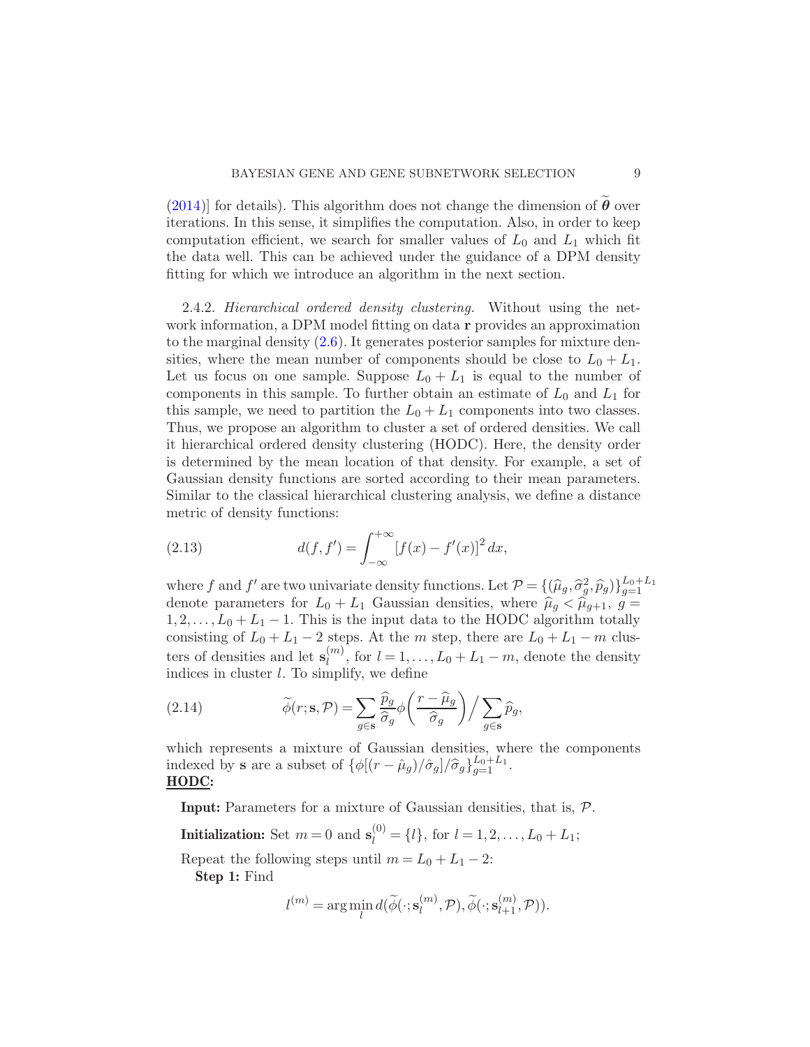(2014)] for details). This algorithm does not change the dimension of $\widetilde{\boldsymbol{\theta}}$ over iterations. In this sense, it simplifies the computation. Also, in order to keep computation efficient, we search for smaller values of $L_0$ and $L_1$ which fit the data well. This can be achieved under the guidance of a DPM density fitting for which we introduce an algorithm in the next section.

2.4.2. *Hierarchical ordered density clustering.* Without using the network information, a DPM model fitting on data $\mathbf{r}$ provides an approximation to the marginal density (2.6). It generates posterior samples for mixture densities, where the mean number of components should be close to $L_0 + L_1$. Let us focus on one sample. Suppose $L_0 + L_1$ is equal to the number of components in this sample. To further obtain an estimate of $L_0$ and $L_1$ for this sample, we need to partition the $L_0 + L_1$ components into two classes. Thus, we propose an algorithm to cluster a set of ordered densities. We call it hierarchical ordered density clustering (HODC). Here, the density order is determined by the mean location of that density. For example, a set of Gaussian density functions are sorted according to their mean parameters. Similar to the classical hierarchical clustering analysis, we define a distance metric of density functions:

$$d(f, f') = \int_{-\infty}^{+\infty} [f(x) - f'(x)]^2 \, dx, \tag{2.13}$$

where $f$ and $f'$ are two univariate density functions. Let $\mathcal{P} = \{(\widehat{\mu}_g, \widehat{\sigma}_g^2, \widehat{p}_g)\}_{g=1}^{L_0+L_1}$ denote parameters for $L_0 + L_1$ Gaussian densities, where $\widehat{\mu}_g < \widehat{\mu}_{g+1}$, $g = 1, 2, \ldots, L_0 + L_1 - 1$. This is the input data to the HODC algorithm totally consisting of $L_0 + L_1 - 2$ steps. At the $m$ step, there are $L_0 + L_1 - m$ clusters of densities and let $\mathbf{s}_l^{(m)}$, for $l = 1, \ldots, L_0 + L_1 - m$, denote the density indices in cluster $l$. To simplify, we define

$$\widetilde{\phi}(r; \mathbf{s}, \mathcal{P}) = \sum_{g \in \mathbf{s}} \frac{\widehat{p}_g}{\widehat{\sigma}_g} \phi\left(\frac{r - \widehat{\mu}_g}{\widehat{\sigma}_g}\right) \Big/ \sum_{g \in \mathbf{s}} \widehat{p}_g, \tag{2.14}$$

which represents a mixture of Gaussian densities, where the components indexed by $\mathbf{s}$ are a subset of $\{\phi[(r - \hat{\mu}_g)/\hat{\sigma}_g]/\widehat{\sigma}_g\}_{g=1}^{L_0+L_1}$.

**HODC:**

**Input:** Parameters for a mixture of Gaussian densities, that is, $\mathcal{P}$.

**Initialization:** Set $m = 0$ and $\mathbf{s}_l^{(0)} = \{l\}$, for $l = 1, 2, \ldots, L_0 + L_1$;

Repeat the following steps until $m = L_0 + L_1 - 2$:

**Step 1:** Find

$$l^{(m)} = \arg\min_l d(\widetilde{\phi}(\cdot; \mathbf{s}_l^{(m)}, \mathcal{P}), \widetilde{\phi}(\cdot; \mathbf{s}_{l+1}^{(m)}, \mathcal{P})).$$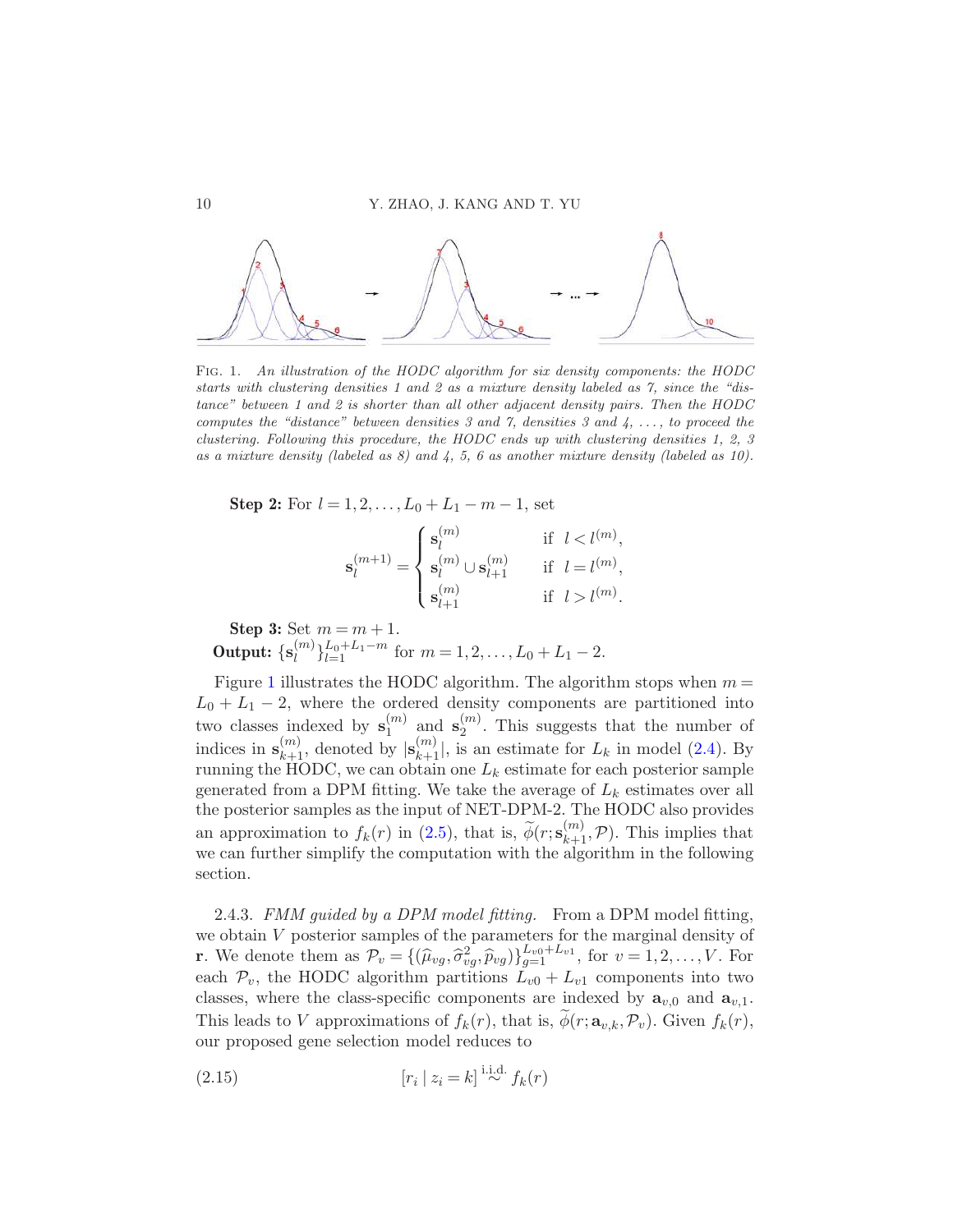FIG. 1. *An illustration of the HODC algorithm for six density components: the HODC starts with clustering densities 1 and 2 as a mixture density labeled as 7, since the "distance" between 1 and 2 is shorter than all other adjacent density pairs. Then the HODC computes the "distance" between densities 3 and 7, densities 3 and 4, ..., to proceed the clustering. Following this procedure, the HODC ends up with clustering densities 1, 2, 3 as a mixture density (labeled as 8) and 4, 5, 6 as another mixture density (labeled as 10).*

**Step 2:** For $l = 1, 2, \ldots, L_0 + L_1 - m - 1$, set

$$\mathbf{s}_l^{(m+1)} = \begin{cases} \mathbf{s}_l^{(m)} & \text{if } \; l < l^{(m)}, \\ \mathbf{s}_l^{(m)} \cup \mathbf{s}_{l+1}^{(m)} & \text{if } \; l = l^{(m)}, \\ \mathbf{s}_{l+1}^{(m)} & \text{if } \; l > l^{(m)}. \end{cases}$$

**Step 3:** Set $m = m + 1$.

**Output:** $\{\mathbf{s}_l^{(m)}\}_{l=1}^{L_0+L_1-m}$ for $m = 1, 2, \ldots, L_0 + L_1 - 2$.

Figure 1 illustrates the HODC algorithm. The algorithm stops when $m = L_0 + L_1 - 2$, where the ordered density components are partitioned into two classes indexed by $\mathbf{s}_1^{(m)}$ and $\mathbf{s}_2^{(m)}$. This suggests that the number of indices in $\mathbf{s}_{k+1}^{(m)}$, denoted by $|\mathbf{s}_{k+1}^{(m)}|$, is an estimate for $L_k$ in model (2.4). By running the HODC, we can obtain one $L_k$ estimate for each posterior sample generated from a DPM fitting. We take the average of $L_k$ estimates over all the posterior samples as the input of NET-DPM-2. The HODC also provides an approximation to $f_k(r)$ in (2.5), that is, $\widetilde{\phi}(r; \mathbf{s}_{k+1}^{(m)}, \mathcal{P})$. This implies that we can further simplify the computation with the algorithm in the following section.

2.4.3. *FMM guided by a DPM model fitting.* From a DPM model fitting, we obtain $V$ posterior samples of the parameters for the marginal density of $\mathbf{r}$. We denote them as $\mathcal{P}_v = \{(\widehat{\mu}_{vg}, \widehat{\sigma}_{vg}^2, \widehat{p}_{vg})\}_{g=1}^{L_{v0}+L_{v1}}$, for $v = 1, 2, \ldots, V$. For each $\mathcal{P}_v$, the HODC algorithm partitions $L_{v0} + L_{v1}$ components into two classes, where the class-specific components are indexed by $\mathbf{a}_{v,0}$ and $\mathbf{a}_{v,1}$. This leads to $V$ approximations of $f_k(r)$, that is, $\widetilde{\phi}(r; \mathbf{a}_{v,k}, \mathcal{P}_v)$. Given $f_k(r)$, our proposed gene selection model reduces to

$$[r_i \mid z_i = k] \overset{\text{i.i.d.}}{\sim} f_k(r) \tag{2.15}$$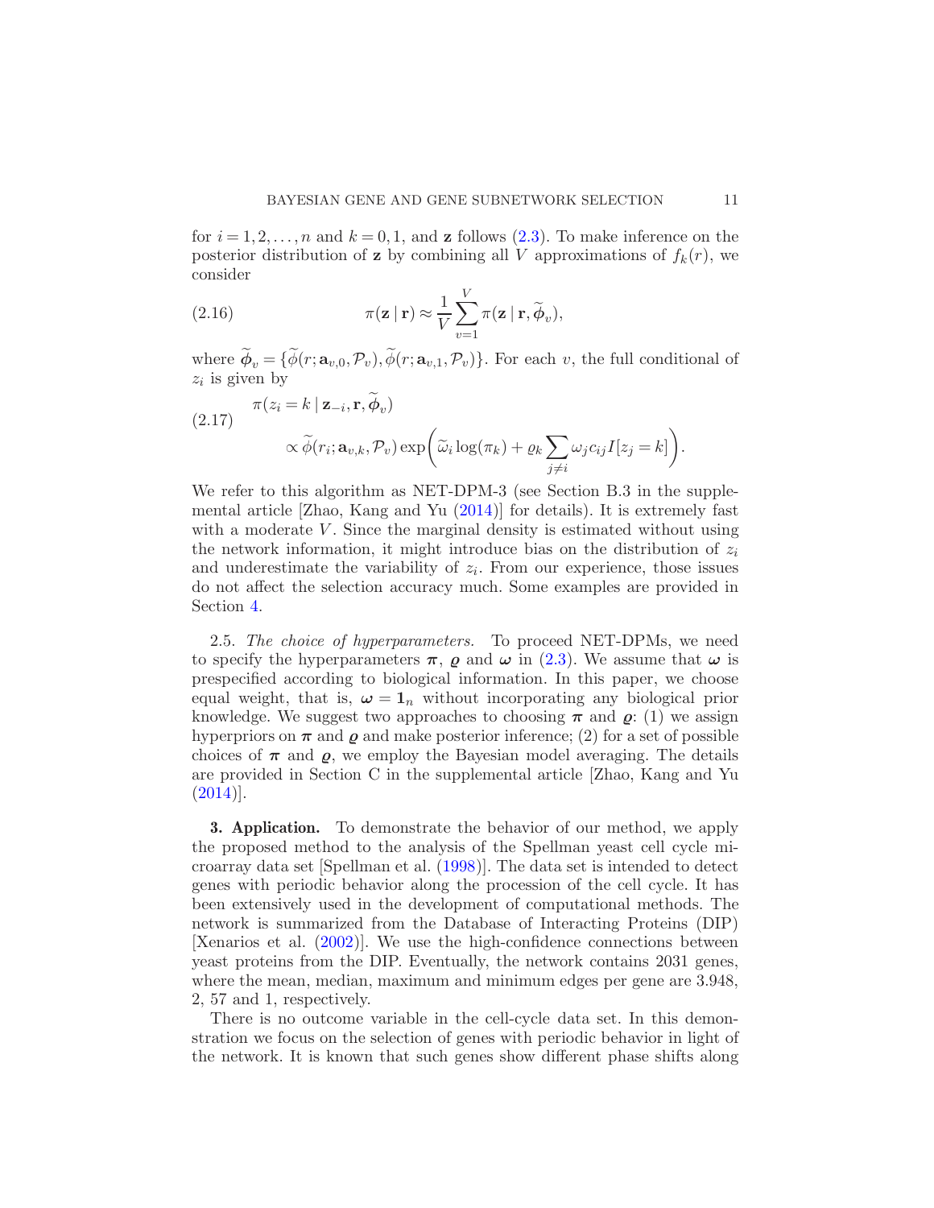for $i = 1, 2, \ldots, n$ and $k = 0, 1$, and $\mathbf{z}$ follows (2.3). To make inference on the posterior distribution of $\mathbf{z}$ by combining all $V$ approximations of $f_k(r)$, we consider

$$\pi(\mathbf{z} \mid \mathbf{r}) \approx \frac{1}{V} \sum_{v=1}^{V} \pi(\mathbf{z} \mid \mathbf{r}, \widetilde{\boldsymbol{\phi}}_v), \tag{2.16}$$

where $\widetilde{\boldsymbol{\phi}}_v = \{\widetilde{\phi}(r; \mathbf{a}_{v,0}, \mathcal{P}_v), \widetilde{\phi}(r; \mathbf{a}_{v,1}, \mathcal{P}_v)\}$. For each $v$, the full conditional of $z_i$ is given by

$$\begin{aligned} &\pi(z_i = k \mid \mathbf{z}_{-i}, \mathbf{r}, \widetilde{\boldsymbol{\phi}}_v) \\ &\qquad \propto \widetilde{\phi}(r_i; \mathbf{a}_{v,k}, \mathcal{P}_v) \exp\Biggl(\widetilde{\omega}_i \log(\pi_k) + \varrho_k \sum_{j \neq i} \omega_j c_{ij} I[z_j = k]\Biggr). \end{aligned} \tag{2.17}$$

We refer to this algorithm as NET-DPM-3 (see Section B.3 in the supplemental article [Zhao, Kang and Yu (2014)] for details). It is extremely fast with a moderate $V$. Since the marginal density is estimated without using the network information, it might introduce bias on the distribution of $z_i$ and underestimate the variability of $z_i$. From our experience, those issues do not affect the selection accuracy much. Some examples are provided in Section 4.

2.5. *The choice of hyperparameters.* To proceed NET-DPMs, we need to specify the hyperparameters $\boldsymbol{\pi}$, $\boldsymbol{\varrho}$ and $\boldsymbol{\omega}$ in (2.3). We assume that $\boldsymbol{\omega}$ is prespecified according to biological information. In this paper, we choose equal weight, that is, $\boldsymbol{\omega} = \mathbf{1}_n$ without incorporating any biological prior knowledge. We suggest two approaches to choosing $\boldsymbol{\pi}$ and $\boldsymbol{\varrho}$: (1) we assign hyperpriors on $\boldsymbol{\pi}$ and $\boldsymbol{\varrho}$ and make posterior inference; (2) for a set of possible choices of $\boldsymbol{\pi}$ and $\boldsymbol{\varrho}$, we employ the Bayesian model averaging. The details are provided in Section C in the supplemental article [Zhao, Kang and Yu (2014)].

**3. Application.** To demonstrate the behavior of our method, we apply the proposed method to the analysis of the Spellman yeast cell cycle microarray data set [Spellman et al. (1998)]. The data set is intended to detect genes with periodic behavior along the procession of the cell cycle. It has been extensively used in the development of computational methods. The network is summarized from the Database of Interacting Proteins (DIP) [Xenarios et al. (2002)]. We use the high-confidence connections between yeast proteins from the DIP. Eventually, the network contains 2031 genes, where the mean, median, maximum and minimum edges per gene are 3.948, 2, 57 and 1, respectively.

There is no outcome variable in the cell-cycle data set. In this demonstration we focus on the selection of genes with periodic behavior in light of the network. It is known that such genes show different phase shifts along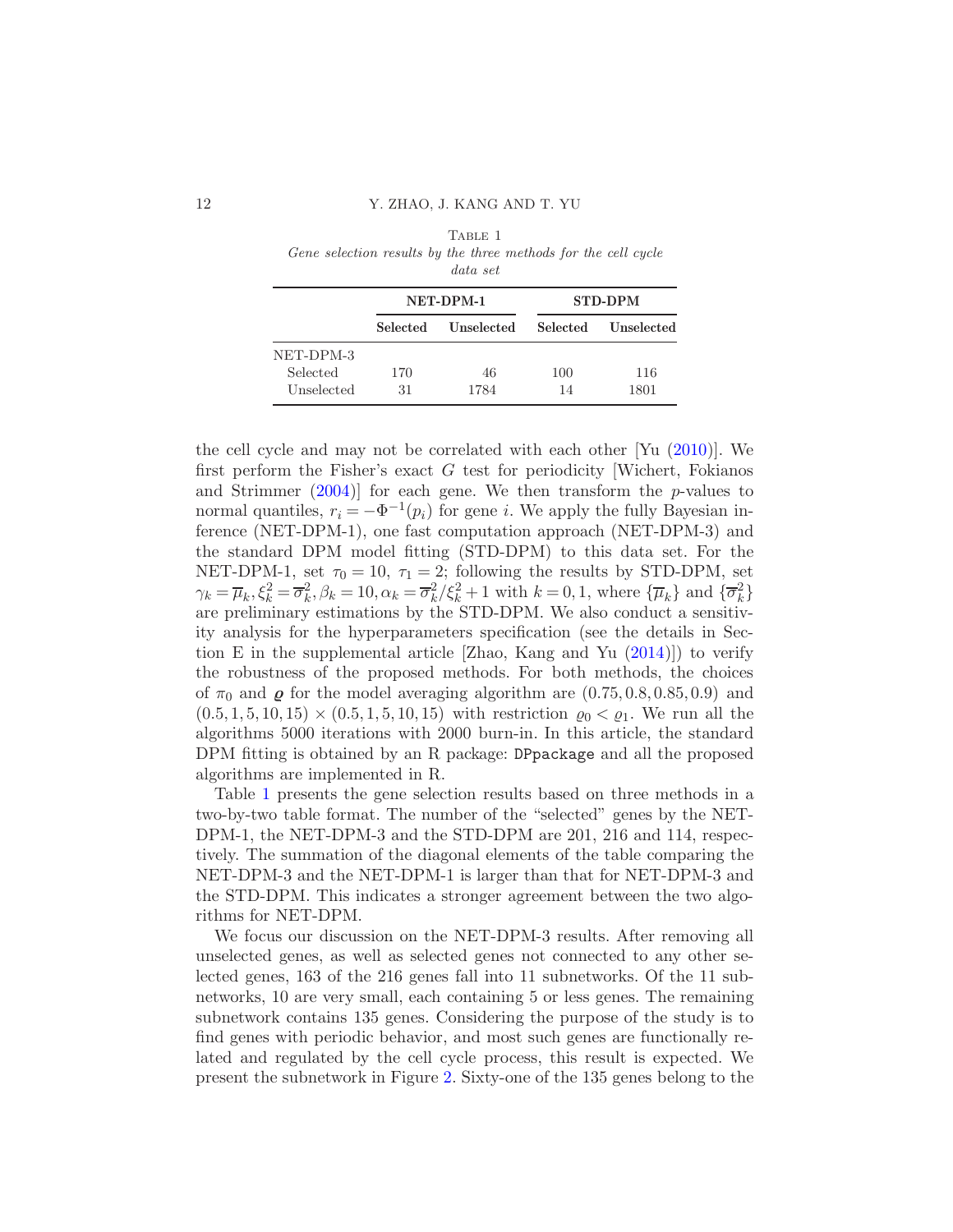Table 1

*Gene selection results by the three methods for the cell cycle data set*

| | **NET-DPM-1** | | **STD-DPM** | |
|---|---|---|---|---|
| | **Selected** | **Unselected** | **Selected** | **Unselected** |
| NET-DPM-3 | | | | |
| Selected | 170 | 46 | 100 | 116 |
| Unselected | 31 | 1784 | 14 | 1801 |

the cell cycle and may not be correlated with each other [Yu (2010)]. We first perform the Fisher's exact $G$ test for periodicity [Wichert, Fokianos and Strimmer (2004)] for each gene. We then transform the $p$-values to normal quantiles, $r_i = -\Phi^{-1}(p_i)$ for gene $i$. We apply the fully Bayesian inference (NET-DPM-1), one fast computation approach (NET-DPM-3) and the standard DPM model fitting (STD-DPM) to this data set. For the NET-DPM-1, set $\tau_0 = 10$, $\tau_1 = 2$; following the results by STD-DPM, set $\gamma_k = \overline{\mu}_k, \xi_k^2 = \overline{\sigma}_k^2, \beta_k = 10, \alpha_k = \overline{\sigma}_k^2/\xi_k^2 + 1$ with $k = 0, 1$, where $\{\overline{\mu}_k\}$ and $\{\overline{\sigma}_k^2\}$ are preliminary estimations by the STD-DPM. We also conduct a sensitivity analysis for the hyperparameters specification (see the details in Section E in the supplemental article [Zhao, Kang and Yu (2014)]) to verify the robustness of the proposed methods. For both methods, the choices of $\pi_0$ and $\boldsymbol{\varrho}$ for the model averaging algorithm are $(0.75, 0.8, 0.85, 0.9)$ and $(0.5, 1, 5, 10, 15) \times (0.5, 1, 5, 10, 15)$ with restriction $\varrho_0 < \varrho_1$. We run all the algorithms 5000 iterations with 2000 burn-in. In this article, the standard DPM fitting is obtained by an R package: `DPpackage` and all the proposed algorithms are implemented in R.

Table 1 presents the gene selection results based on three methods in a two-by-two table format. The number of the "selected" genes by the NET-DPM-1, the NET-DPM-3 and the STD-DPM are 201, 216 and 114, respectively. The summation of the diagonal elements of the table comparing the NET-DPM-3 and the NET-DPM-1 is larger than that for NET-DPM-3 and the STD-DPM. This indicates a stronger agreement between the two algorithms for NET-DPM.

We focus our discussion on the NET-DPM-3 results. After removing all unselected genes, as well as selected genes not connected to any other selected genes, 163 of the 216 genes fall into 11 subnetworks. Of the 11 subnetworks, 10 are very small, each containing 5 or less genes. The remaining subnetwork contains 135 genes. Considering the purpose of the study is to find genes with periodic behavior, and most such genes are functionally related and regulated by the cell cycle process, this result is expected. We present the subnetwork in Figure 2. Sixty-one of the 135 genes belong to the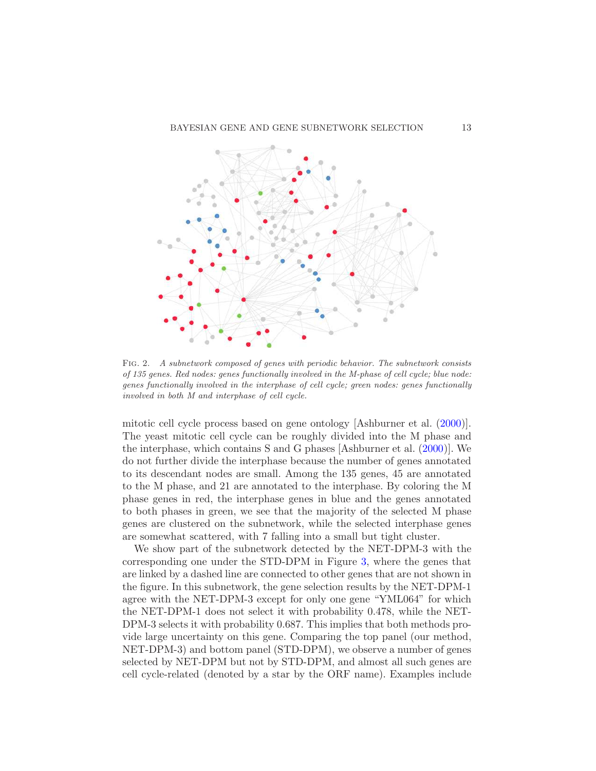Fig. 2. *A subnetwork composed of genes with periodic behavior. The subnetwork consists of 135 genes. Red nodes: genes functionally involved in the M-phase of cell cycle; blue node: genes functionally involved in the interphase of cell cycle; green nodes: genes functionally involved in both M and interphase of cell cycle.*

mitotic cell cycle process based on gene ontology [Ashburner et al. (2000)]. The yeast mitotic cell cycle can be roughly divided into the M phase and the interphase, which contains S and G phases [Ashburner et al. (2000)]. We do not further divide the interphase because the number of genes annotated to its descendant nodes are small. Among the 135 genes, 45 are annotated to the M phase, and 21 are annotated to the interphase. By coloring the M phase genes in red, the interphase genes in blue and the genes annotated to both phases in green, we see that the majority of the selected M phase genes are clustered on the subnetwork, while the selected interphase genes are somewhat scattered, with 7 falling into a small but tight cluster.

We show part of the subnetwork detected by the NET-DPM-3 with the corresponding one under the STD-DPM in Figure 3, where the genes that are linked by a dashed line are connected to other genes that are not shown in the figure. In this subnetwork, the gene selection results by the NET-DPM-1 agree with the NET-DPM-3 except for only one gene "YML064" for which the NET-DPM-1 does not select it with probability 0.478, while the NET-DPM-3 selects it with probability 0.687. This implies that both methods provide large uncertainty on this gene. Comparing the top panel (our method, NET-DPM-3) and bottom panel (STD-DPM), we observe a number of genes selected by NET-DPM but not by STD-DPM, and almost all such genes are cell cycle-related (denoted by a star by the ORF name). Examples include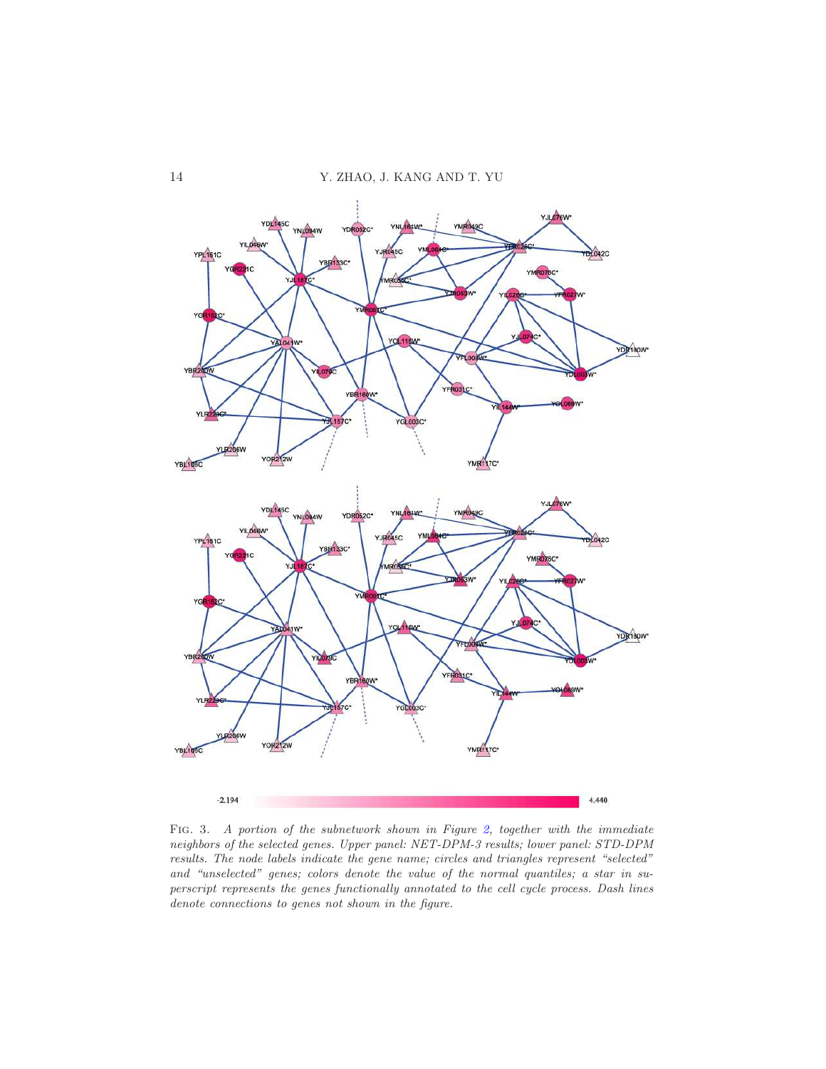YDL145C
YNL094W
YDR052C*
YNL164W*
YMR043C
YJL076W*
YIL046W*
YPL161C
YJR045C
YML064C*
YER026C*
YDL042C
YBR133C*
YGR221C
YJL187C*
YMR078C*
YMR058C*
YJR053W*
YIL026C*
YFR027W*
YGR152C*
YMR001C*
YJL074C*
YDR180W*
YAL041W*
YOL115W*
YFL008W*
YBR200W
YIL079C
YDL003W*
YBR160W*
YFR031C*
YLR229C*
YJL157C*
YGL003C*
YIL144W*
YOL069W*
YLR206W
YBL105C
YOR212W
YMR117C*

-2.194
4.440

FIG. 3. *A portion of the subnetwork shown in Figure 2, together with the immediate neighbors of the selected genes. Upper panel: NET-DPM-3 results; lower panel: STD-DPM results. The node labels indicate the gene name; circles and triangles represent "selected" and "unselected" genes; colors denote the value of the normal quantiles; a star in superscript represents the genes functionally annotated to the cell cycle process. Dash lines denote connections to genes not shown in the figure.*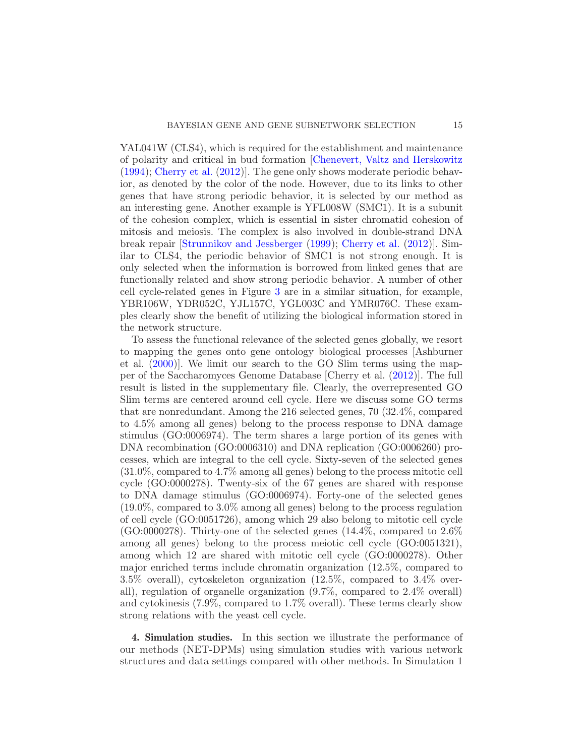YAL041W (CLS4), which is required for the establishment and maintenance of polarity and critical in bud formation [Chenevert, Valtz and Herskowitz (1994); Cherry et al. (2012)]. The gene only shows moderate periodic behavior, as denoted by the color of the node. However, due to its links to other genes that have strong periodic behavior, it is selected by our method as an interesting gene. Another example is YFL008W (SMC1). It is a subunit of the cohesion complex, which is essential in sister chromatid cohesion of mitosis and meiosis. The complex is also involved in double-strand DNA break repair [Strunnikov and Jessberger (1999); Cherry et al. (2012)]. Similar to CLS4, the periodic behavior of SMC1 is not strong enough. It is only selected when the information is borrowed from linked genes that are functionally related and show strong periodic behavior. A number of other cell cycle-related genes in Figure 3 are in a similar situation, for example, YBR106W, YDR052C, YJL157C, YGL003C and YMR076C. These examples clearly show the benefit of utilizing the biological information stored in the network structure.

To assess the functional relevance of the selected genes globally, we resort to mapping the genes onto gene ontology biological processes [Ashburner et al. (2000)]. We limit our search to the GO Slim terms using the mapper of the Saccharomyces Genome Database [Cherry et al. (2012)]. The full result is listed in the supplementary file. Clearly, the overrepresented GO Slim terms are centered around cell cycle. Here we discuss some GO terms that are nonredundant. Among the 216 selected genes, 70 (32.4%, compared to 4.5% among all genes) belong to the process response to DNA damage stimulus (GO:0006974). The term shares a large portion of its genes with DNA recombination (GO:0006310) and DNA replication (GO:0006260) processes, which are integral to the cell cycle. Sixty-seven of the selected genes (31.0%, compared to 4.7% among all genes) belong to the process mitotic cell cycle (GO:0000278). Twenty-six of the 67 genes are shared with response to DNA damage stimulus (GO:0006974). Forty-one of the selected genes (19.0%, compared to 3.0% among all genes) belong to the process regulation of cell cycle (GO:0051726), among which 29 also belong to mitotic cell cycle (GO:0000278). Thirty-one of the selected genes (14.4%, compared to 2.6% among all genes) belong to the process meiotic cell cycle (GO:0051321), among which 12 are shared with mitotic cell cycle (GO:0000278). Other major enriched terms include chromatin organization (12.5%, compared to 3.5% overall), cytoskeleton organization (12.5%, compared to 3.4% overall), regulation of organelle organization (9.7%, compared to 2.4% overall) and cytokinesis (7.9%, compared to 1.7% overall). These terms clearly show strong relations with the yeast cell cycle.

## 4. Simulation studies.

In this section we illustrate the performance of our methods (NET-DPMs) using simulation studies with various network structures and data settings compared with other methods. In Simulation 1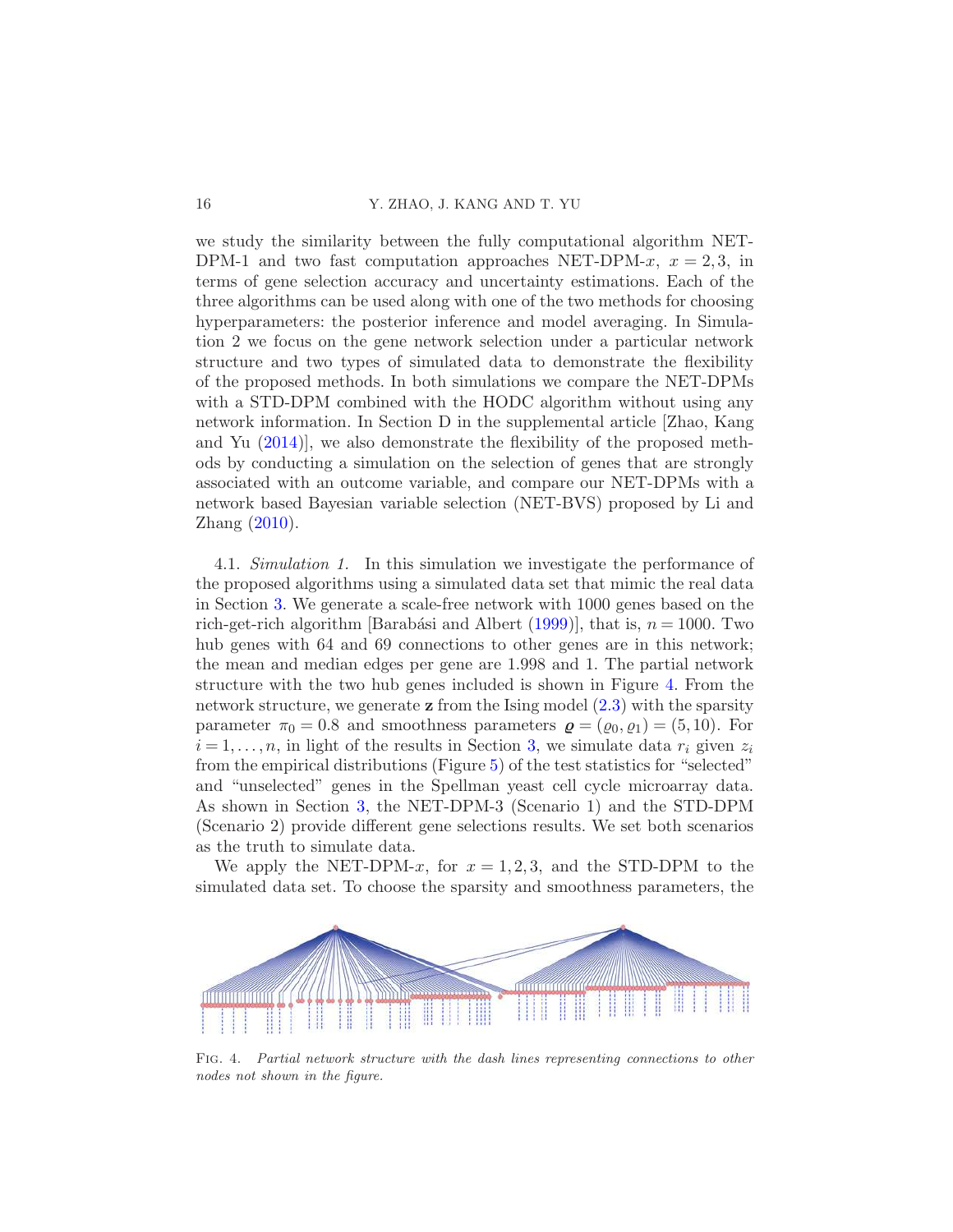we study the similarity between the fully computational algorithm NET-DPM-1 and two fast computation approaches NET-DPM-$x$, $x = 2, 3$, in terms of gene selection accuracy and uncertainty estimations. Each of the three algorithms can be used along with one of the two methods for choosing hyperparameters: the posterior inference and model averaging. In Simulation 2 we focus on the gene network selection under a particular network structure and two types of simulated data to demonstrate the flexibility of the proposed methods. In both simulations we compare the NET-DPMs with a STD-DPM combined with the HODC algorithm without using any network information. In Section D in the supplemental article [Zhao, Kang and Yu (2014)], we also demonstrate the flexibility of the proposed methods by conducting a simulation on the selection of genes that are strongly associated with an outcome variable, and compare our NET-DPMs with a network based Bayesian variable selection (NET-BVS) proposed by Li and Zhang (2010).

4.1. *Simulation 1.* In this simulation we investigate the performance of the proposed algorithms using a simulated data set that mimic the real data in Section 3. We generate a scale-free network with 1000 genes based on the rich-get-rich algorithm [Barabási and Albert (1999)], that is, $n = 1000$. Two hub genes with 64 and 69 connections to other genes are in this network; the mean and median edges per gene are 1.998 and 1. The partial network structure with the two hub genes included is shown in Figure 4. From the network structure, we generate $\mathbf{z}$ from the Ising model (2.3) with the sparsity parameter $\pi_0 = 0.8$ and smoothness parameters $\boldsymbol{\varrho} = (\varrho_0, \varrho_1) = (5, 10)$. For $i = 1, \ldots, n$, in light of the results in Section 3, we simulate data $r_i$ given $z_i$ from the empirical distributions (Figure 5) of the test statistics for "selected" and "unselected" genes in the Spellman yeast cell cycle microarray data. As shown in Section 3, the NET-DPM-3 (Scenario 1) and the STD-DPM (Scenario 2) provide different gene selections results. We set both scenarios as the truth to simulate data.

We apply the NET-DPM-$x$, for $x = 1, 2, 3$, and the STD-DPM to the simulated data set. To choose the sparsity and smoothness parameters, the

FIG. 4. *Partial network structure with the dash lines representing connections to other nodes not shown in the figure.*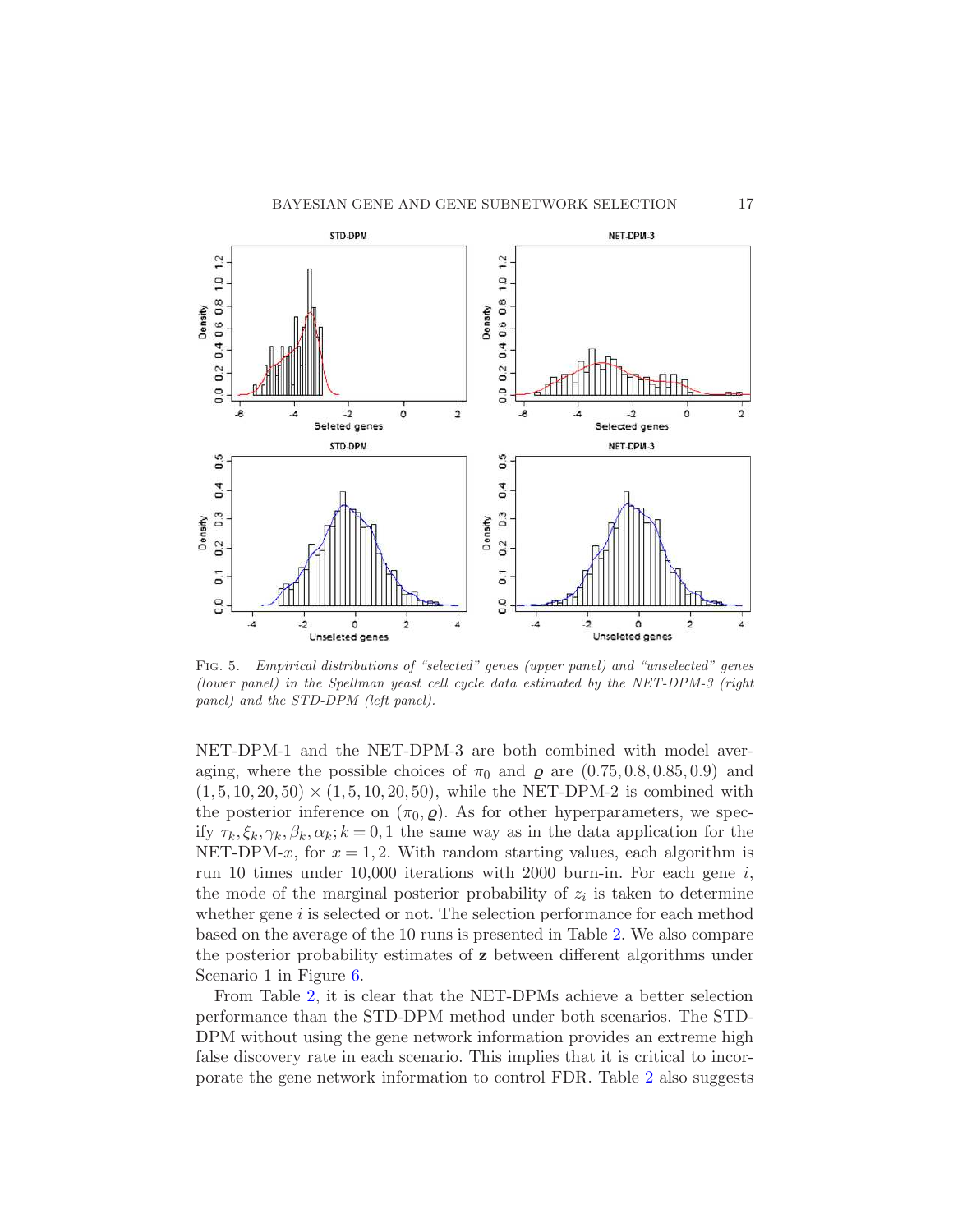STD-DPM

Density

Seleted genes

NET-DPM-3

Density

Selected genes

STD-DPM

Density

Unseleted genes

NET-DPM-3

Density

Unseleted genes

FIG. 5. *Empirical distributions of "selected" genes (upper panel) and "unselected" genes (lower panel) in the Spellman yeast cell cycle data estimated by the NET-DPM-3 (right panel) and the STD-DPM (left panel).*

NET-DPM-1 and the NET-DPM-3 are both combined with model averaging, where the possible choices of $\pi_0$ and $\boldsymbol{\varrho}$ are $(0.75, 0.8, 0.85, 0.9)$ and $(1, 5, 10, 20, 50) \times (1, 5, 10, 20, 50)$, while the NET-DPM-2 is combined with the posterior inference on $(\pi_0, \boldsymbol{\varrho})$. As for other hyperparameters, we specify $\tau_k, \xi_k, \gamma_k, \beta_k, \alpha_k; k = 0, 1$ the same way as in the data application for the NET-DPM-$x$, for $x = 1, 2$. With random starting values, each algorithm is run 10 times under 10,000 iterations with 2000 burn-in. For each gene $i$, the mode of the marginal posterior probability of $z_i$ is taken to determine whether gene $i$ is selected or not. The selection performance for each method based on the average of the 10 runs is presented in Table 2. We also compare the posterior probability estimates of $\mathbf{z}$ between different algorithms under Scenario 1 in Figure 6.

From Table 2, it is clear that the NET-DPMs achieve a better selection performance than the STD-DPM method under both scenarios. The STD-DPM without using the gene network information provides an extreme high false discovery rate in each scenario. This implies that it is critical to incorporate the gene network information to control FDR. Table 2 also suggests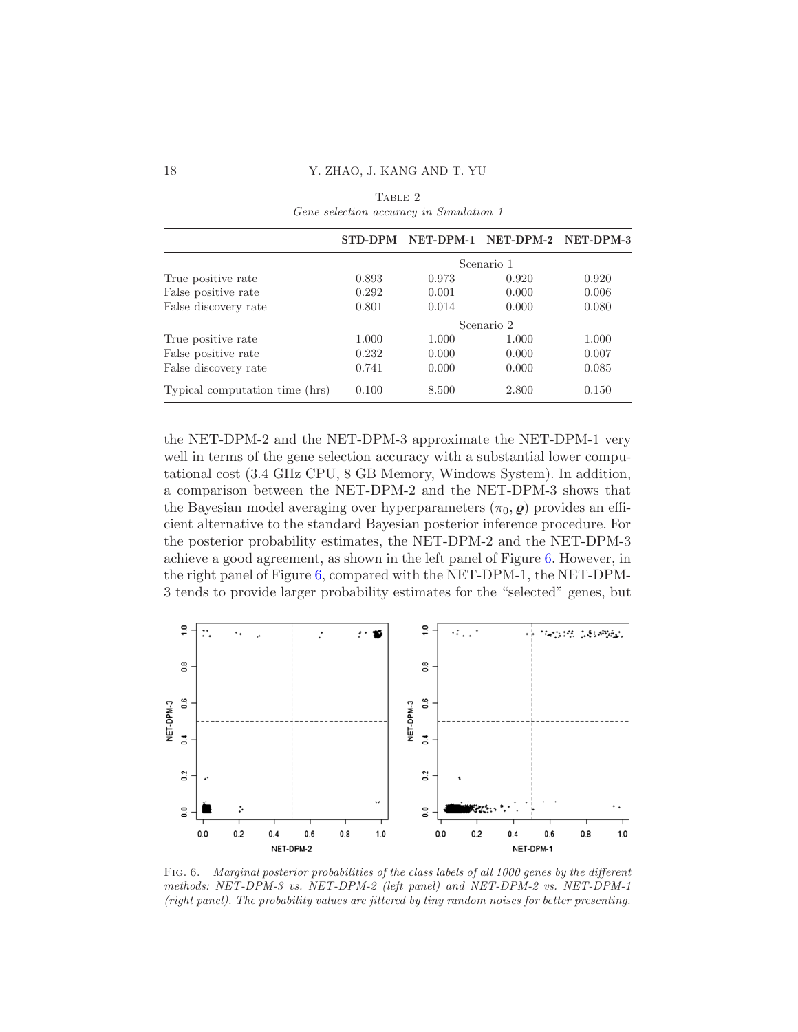TABLE 2
*Gene selection accuracy in Simulation 1*

| | STD-DPM | NET-DPM-1 | NET-DPM-2 | NET-DPM-3 |
|---|---|---|---|---|
| | | Scenario 1 | | |
| True positive rate | 0.893 | 0.973 | 0.920 | 0.920 |
| False positive rate | 0.292 | 0.001 | 0.000 | 0.006 |
| False discovery rate | 0.801 | 0.014 | 0.000 | 0.080 |
| | | Scenario 2 | | |
| True positive rate | 1.000 | 1.000 | 1.000 | 1.000 |
| False positive rate | 0.232 | 0.000 | 0.000 | 0.007 |
| False discovery rate | 0.741 | 0.000 | 0.000 | 0.085 |
| Typical computation time (hrs) | 0.100 | 8.500 | 2.800 | 0.150 |

the NET-DPM-2 and the NET-DPM-3 approximate the NET-DPM-1 very well in terms of the gene selection accuracy with a substantial lower computational cost (3.4 GHz CPU, 8 GB Memory, Windows System). In addition, a comparison between the NET-DPM-2 and the NET-DPM-3 shows that the Bayesian model averaging over hyperparameters $(\pi_0, \boldsymbol{\varrho})$ provides an efficient alternative to the standard Bayesian posterior inference procedure. For the posterior probability estimates, the NET-DPM-2 and the NET-DPM-3 achieve a good agreement, as shown in the left panel of Figure 6. However, in the right panel of Figure 6, compared with the NET-DPM-1, the NET-DPM-3 tends to provide larger probability estimates for the "selected" genes, but

NET-DPM-3
NET-DPM-2
NET-DPM-3
NET-DPM-1
0.0 0.2 0.4 0.6 0.8 1.0

FIG. 6. *Marginal posterior probabilities of the class labels of all 1000 genes by the different methods: NET-DPM-3 vs. NET-DPM-2 (left panel) and NET-DPM-2 vs. NET-DPM-1 (right panel). The probability values are jittered by tiny random noises for better presenting.*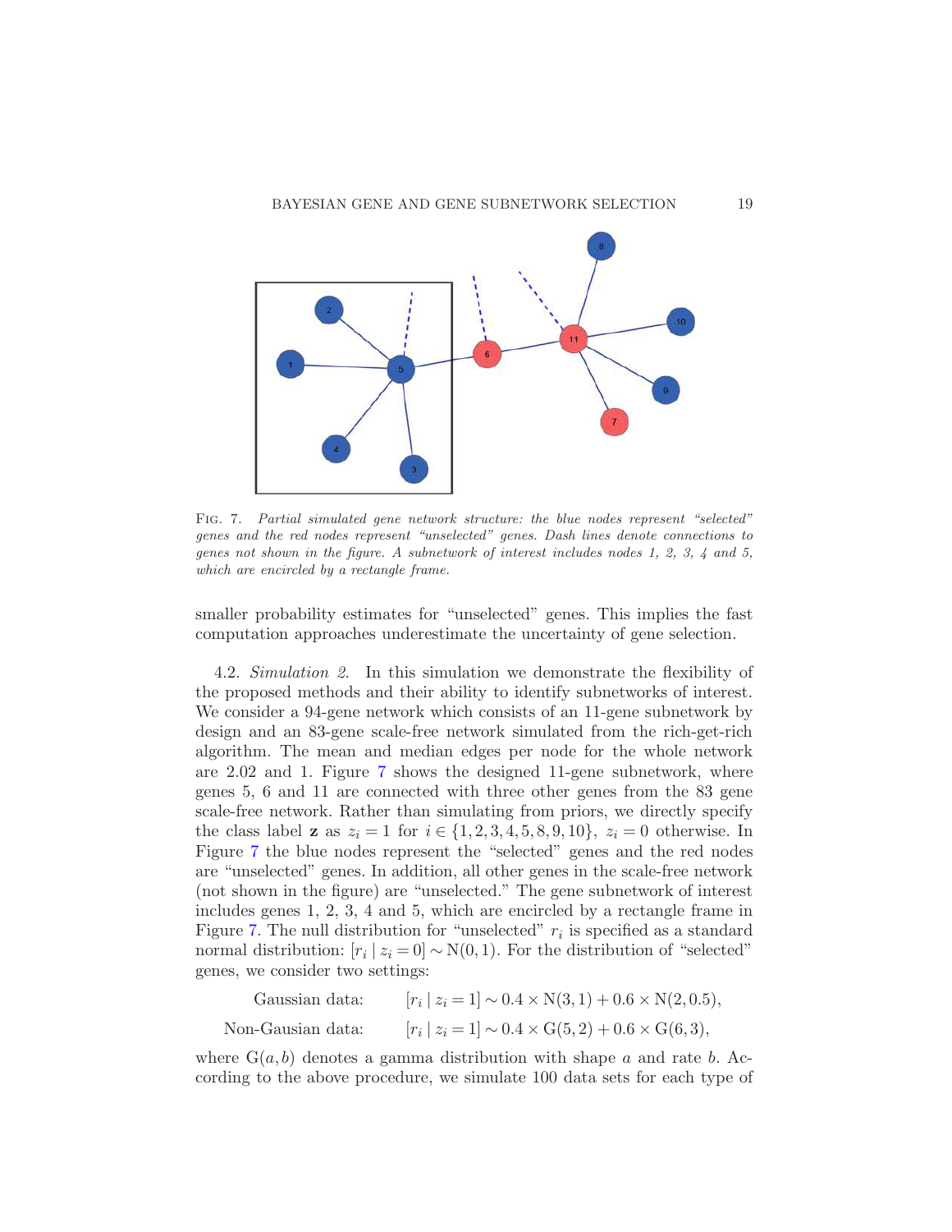1
2
5
4
3
6
11
8
10
9
7

FIG. 7. *Partial simulated gene network structure: the blue nodes represent "selected" genes and the red nodes represent "unselected" genes. Dash lines denote connections to genes not shown in the figure. A subnetwork of interest includes nodes 1, 2, 3, 4 and 5, which are encircled by a rectangle frame.*

smaller probability estimates for "unselected" genes. This implies the fast computation approaches underestimate the uncertainty of gene selection.

4.2. *Simulation 2.* In this simulation we demonstrate the flexibility of the proposed methods and their ability to identify subnetworks of interest. We consider a 94-gene network which consists of an 11-gene subnetwork by design and an 83-gene scale-free network simulated from the rich-get-rich algorithm. The mean and median edges per node for the whole network are 2.02 and 1. Figure 7 shows the designed 11-gene subnetwork, where genes 5, 6 and 11 are connected with three other genes from the 83 gene scale-free network. Rather than simulating from priors, we directly specify the class label $\mathbf{z}$ as $z_i = 1$ for $i \in \{1, 2, 3, 4, 5, 8, 9, 10\}$, $z_i = 0$ otherwise. In Figure 7 the blue nodes represent the "selected" genes and the red nodes are "unselected" genes. In addition, all other genes in the scale-free network (not shown in the figure) are "unselected." The gene subnetwork of interest includes genes 1, 2, 3, 4 and 5, which are encircled by a rectangle frame in Figure 7. The null distribution for "unselected" $r_i$ is specified as a standard normal distribution: $[r_i \mid z_i = 0] \sim \mathrm{N}(0, 1)$. For the distribution of "selected" genes, we consider two settings:

$$\text{Gaussian data:} \qquad [r_i \mid z_i = 1] \sim 0.4 \times \mathrm{N}(3, 1) + 0.6 \times \mathrm{N}(2, 0.5),$$

$$\text{Non-Gausian data:} \qquad [r_i \mid z_i = 1] \sim 0.4 \times \mathrm{G}(5, 2) + 0.6 \times \mathrm{G}(6, 3),$$

where $\mathrm{G}(a, b)$ denotes a gamma distribution with shape $a$ and rate $b$. According to the above procedure, we simulate 100 data sets for each type of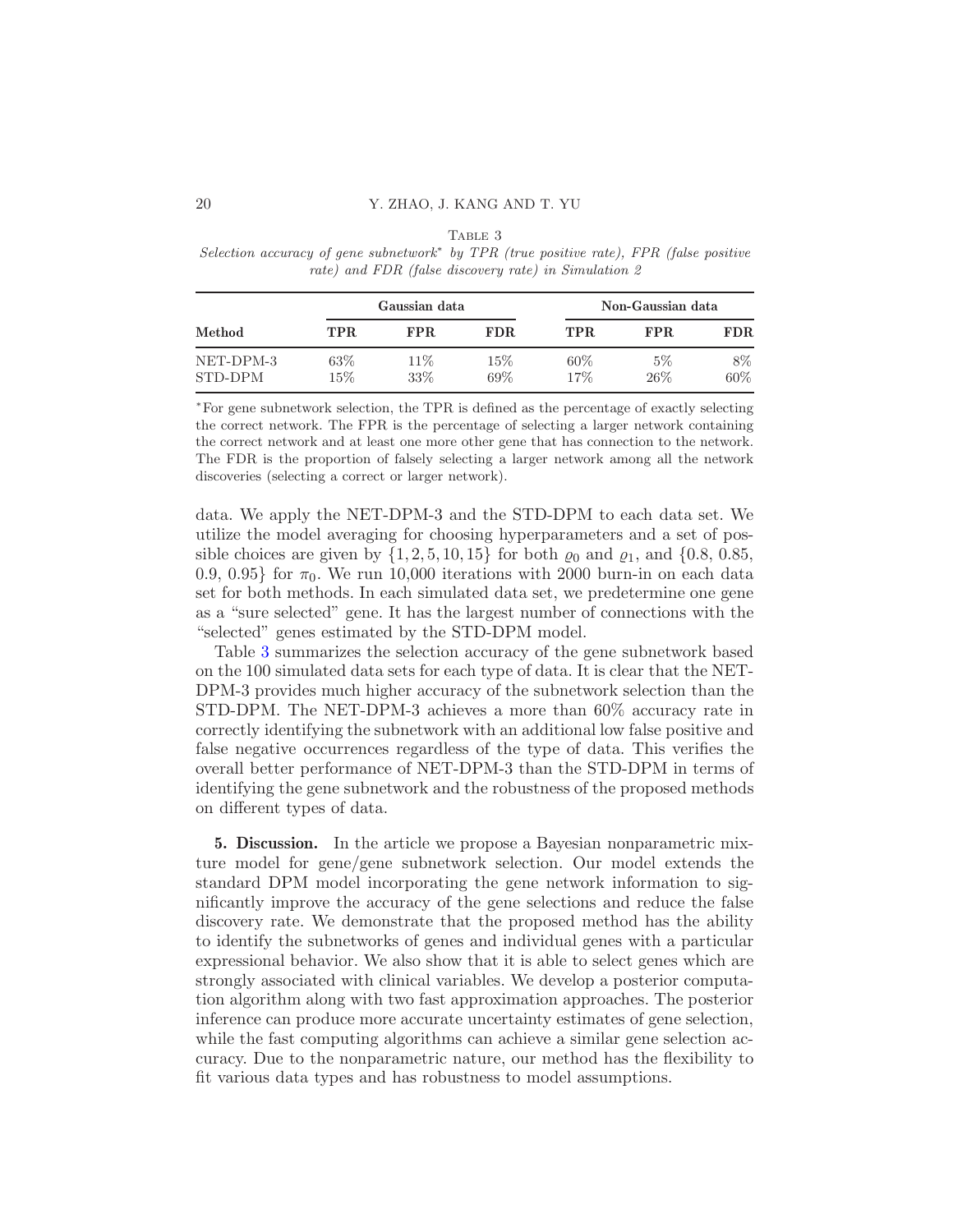Table 3

*Selection accuracy of gene subnetwork\* by TPR (true positive rate), FPR (false positive rate) and FDR (false discovery rate) in Simulation 2*

| | Gaussian data | | | Non-Gaussian data | | |
|---|---|---|---|---|---|---|
| **Method** | **TPR** | **FPR** | **FDR** | **TPR** | **FPR** | **FDR** |
| NET-DPM-3 | 63% | 11% | 15% | 60% | 5% | 8% |
| STD-DPM | 15% | 33% | 69% | 17% | 26% | 60% |

\*For gene subnetwork selection, the TPR is defined as the percentage of exactly selecting the correct network. The FPR is the percentage of selecting a larger network containing the correct network and at least one more other gene that has connection to the network. The FDR is the proportion of falsely selecting a larger network among all the network discoveries (selecting a correct or larger network).

data. We apply the NET-DPM-3 and the STD-DPM to each data set. We utilize the model averaging for choosing hyperparameters and a set of possible choices are given by $\{1, 2, 5, 10, 15\}$ for both $\varrho_0$ and $\varrho_1$, and $\{0.8, 0.85, 0.9, 0.95\}$ for $\pi_0$. We run 10,000 iterations with 2000 burn-in on each data set for both methods. In each simulated data set, we predetermine one gene as a "sure selected" gene. It has the largest number of connections with the "selected" genes estimated by the STD-DPM model.

Table 3 summarizes the selection accuracy of the gene subnetwork based on the 100 simulated data sets for each type of data. It is clear that the NET-DPM-3 provides much higher accuracy of the subnetwork selection than the STD-DPM. The NET-DPM-3 achieves a more than 60% accuracy rate in correctly identifying the subnetwork with an additional low false positive and false negative occurrences regardless of the type of data. This verifies the overall better performance of NET-DPM-3 than the STD-DPM in terms of identifying the gene subnetwork and the robustness of the proposed methods on different types of data.

## 5. Discussion.

In the article we propose a Bayesian nonparametric mixture model for gene/gene subnetwork selection. Our model extends the standard DPM model incorporating the gene network information to significantly improve the accuracy of the gene selections and reduce the false discovery rate. We demonstrate that the proposed method has the ability to identify the subnetworks of genes and individual genes with a particular expressional behavior. We also show that it is able to select genes which are strongly associated with clinical variables. We develop a posterior computation algorithm along with two fast approximation approaches. The posterior inference can produce more accurate uncertainty estimates of gene selection, while the fast computing algorithms can achieve a similar gene selection accuracy. Due to the nonparametric nature, our method has the flexibility to fit various data types and has robustness to model assumptions.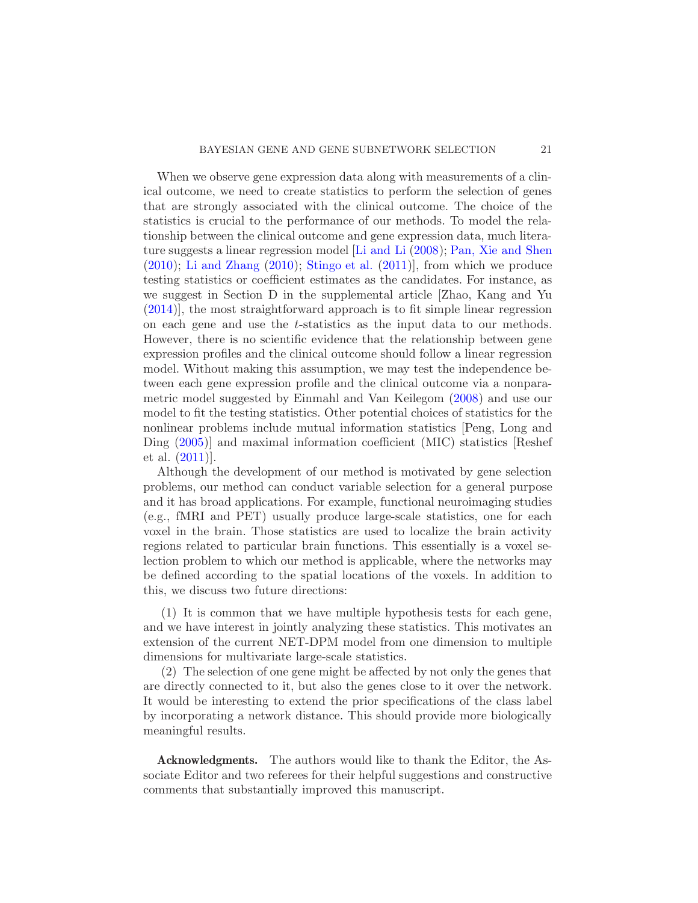When we observe gene expression data along with measurements of a clinical outcome, we need to create statistics to perform the selection of genes that are strongly associated with the clinical outcome. The choice of the statistics is crucial to the performance of our methods. To model the relationship between the clinical outcome and gene expression data, much literature suggests a linear regression model [Li and Li (2008); Pan, Xie and Shen (2010); Li and Zhang (2010); Stingo et al. (2011)], from which we produce testing statistics or coefficient estimates as the candidates. For instance, as we suggest in Section D in the supplemental article [Zhao, Kang and Yu (2014)], the most straightforward approach is to fit simple linear regression on each gene and use the $t$-statistics as the input data to our methods. However, there is no scientific evidence that the relationship between gene expression profiles and the clinical outcome should follow a linear regression model. Without making this assumption, we may test the independence between each gene expression profile and the clinical outcome via a nonparametric model suggested by Einmahl and Van Keilegom (2008) and use our model to fit the testing statistics. Other potential choices of statistics for the nonlinear problems include mutual information statistics [Peng, Long and Ding (2005)] and maximal information coefficient (MIC) statistics [Reshef et al. (2011)].

Although the development of our method is motivated by gene selection problems, our method can conduct variable selection for a general purpose and it has broad applications. For example, functional neuroimaging studies (e.g., fMRI and PET) usually produce large-scale statistics, one for each voxel in the brain. Those statistics are used to localize the brain activity regions related to particular brain functions. This essentially is a voxel selection problem to which our method is applicable, where the networks may be defined according to the spatial locations of the voxels. In addition to this, we discuss two future directions:

(1) It is common that we have multiple hypothesis tests for each gene, and we have interest in jointly analyzing these statistics. This motivates an extension of the current NET-DPM model from one dimension to multiple dimensions for multivariate large-scale statistics.

(2) The selection of one gene might be affected by not only the genes that are directly connected to it, but also the genes close to it over the network. It would be interesting to extend the prior specifications of the class label by incorporating a network distance. This should provide more biologically meaningful results.

**Acknowledgments.** The authors would like to thank the Editor, the Associate Editor and two referees for their helpful suggestions and constructive comments that substantially improved this manuscript.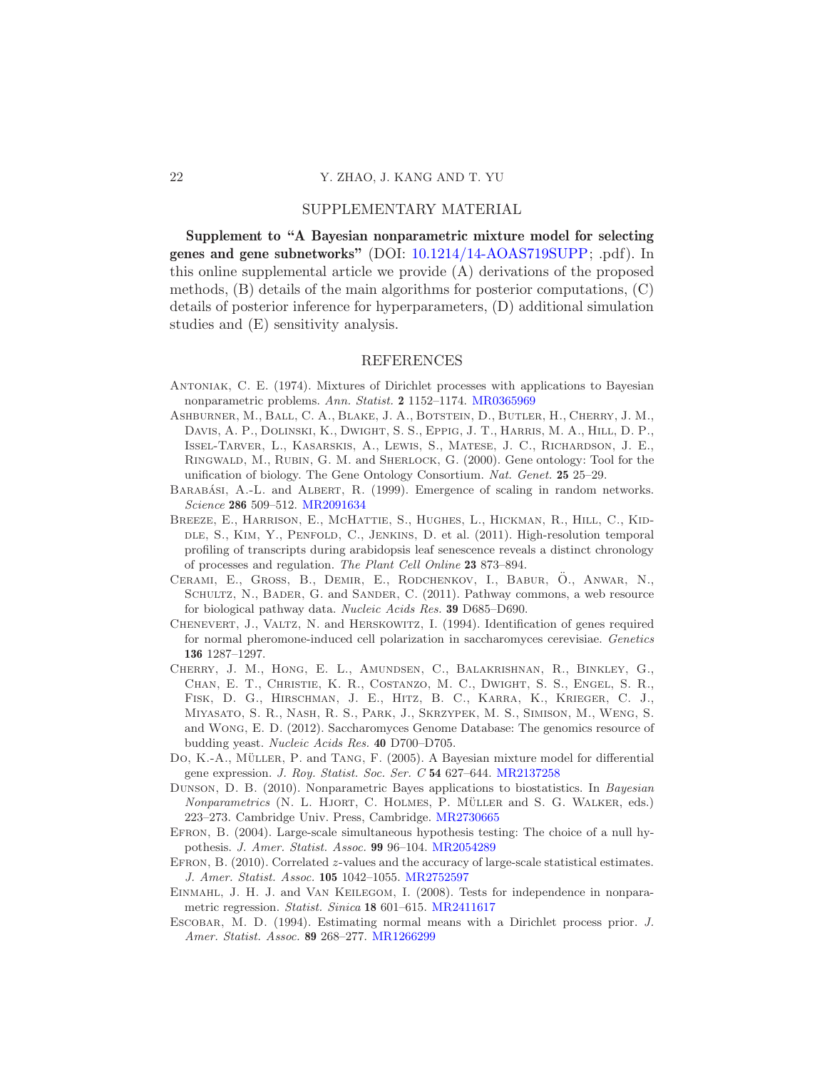## SUPPLEMENTARY MATERIAL

**Supplement to "A Bayesian nonparametric mixture model for selecting genes and gene subnetworks"** (DOI: 10.1214/14-AOAS719SUPP; .pdf). In this online supplemental article we provide (A) derivations of the proposed methods, (B) details of the main algorithms for posterior computations, (C) details of posterior inference for hyperparameters, (D) additional simulation studies and (E) sensitivity analysis.

## REFERENCES

Antoniak, C. E. (1974). Mixtures of Dirichlet processes with applications to Bayesian nonparametric problems. *Ann. Statist.* **2** 1152–1174. MR0365969

Ashburner, M., Ball, C. A., Blake, J. A., Botstein, D., Butler, H., Cherry, J. M., Davis, A. P., Dolinski, K., Dwight, S. S., Eppig, J. T., Harris, M. A., Hill, D. P., Issel-Tarver, L., Kasarskis, A., Lewis, S., Matese, J. C., Richardson, J. E., Ringwald, M., Rubin, G. M. and Sherlock, G. (2000). Gene ontology: Tool for the unification of biology. The Gene Ontology Consortium. *Nat. Genet.* **25** 25–29.

Barabási, A.-L. and Albert, R. (1999). Emergence of scaling in random networks. *Science* **286** 509–512. MR2091634

Breeze, E., Harrison, E., McHattie, S., Hughes, L., Hickman, R., Hill, C., Kiddle, S., Kim, Y., Penfold, C., Jenkins, D. et al. (2011). High-resolution temporal profiling of transcripts during arabidopsis leaf senescence reveals a distinct chronology of processes and regulation. *The Plant Cell Online* **23** 873–894.

Cerami, E., Gross, B., Demir, E., Rodchenkov, I., Babur, Ö., Anwar, N., Schultz, N., Bader, G. and Sander, C. (2011). Pathway commons, a web resource for biological pathway data. *Nucleic Acids Res.* **39** D685–D690.

Chenevert, J., Valtz, N. and Herskowitz, I. (1994). Identification of genes required for normal pheromone-induced cell polarization in saccharomyces cerevisiae. *Genetics* **136** 1287–1297.

Cherry, J. M., Hong, E. L., Amundsen, C., Balakrishnan, R., Binkley, G., Chan, E. T., Christie, K. R., Costanzo, M. C., Dwight, S. S., Engel, S. R., Fisk, D. G., Hirschman, J. E., Hitz, B. C., Karra, K., Krieger, C. J., Miyasato, S. R., Nash, R. S., Park, J., Skrzypek, M. S., Simison, M., Weng, S. and Wong, E. D. (2012). Saccharomyces Genome Database: The genomics resource of budding yeast. *Nucleic Acids Res.* **40** D700–D705.

Do, K.-A., Müller, P. and Tang, F. (2005). A Bayesian mixture model for differential gene expression. *J. Roy. Statist. Soc. Ser. C* **54** 627–644. MR2137258

Dunson, D. B. (2010). Nonparametric Bayes applications to biostatistics. In *Bayesian Nonparametrics* (N. L. Hjort, C. Holmes, P. Müller and S. G. Walker, eds.) 223–273. Cambridge Univ. Press, Cambridge. MR2730665

Efron, B. (2004). Large-scale simultaneous hypothesis testing: The choice of a null hypothesis. *J. Amer. Statist. Assoc.* **99** 96–104. MR2054289

Efron, B. (2010). Correlated $z$-values and the accuracy of large-scale statistical estimates. *J. Amer. Statist. Assoc.* **105** 1042–1055. MR2752597

Einmahl, J. H. J. and Van Keilegom, I. (2008). Tests for independence in nonparametric regression. *Statist. Sinica* **18** 601–615. MR2411617

Escobar, M. D. (1994). Estimating normal means with a Dirichlet process prior. *J. Amer. Statist. Assoc.* **89** 268–277. MR1266299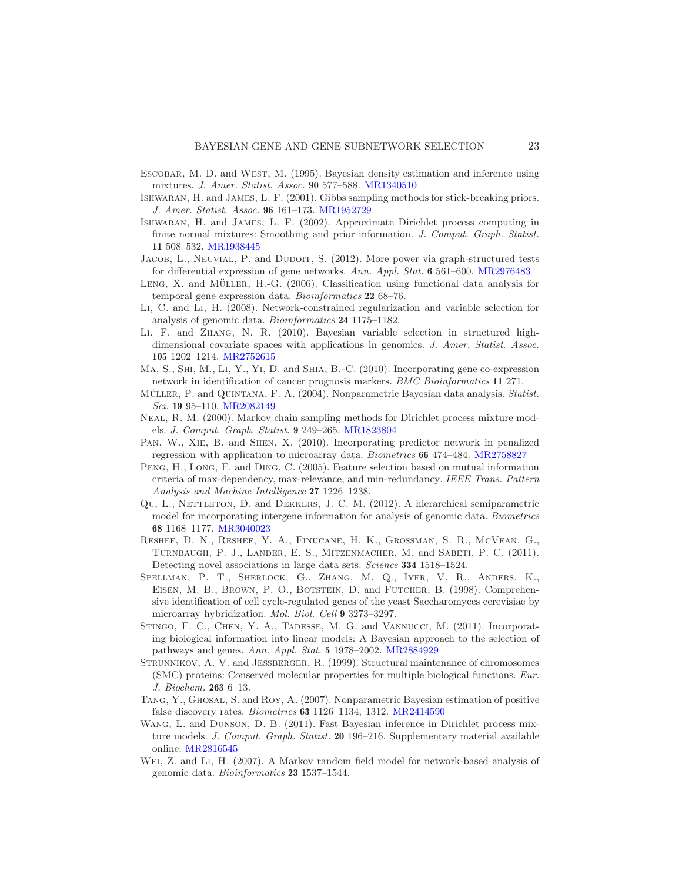Escobar, M. D. and West, M. (1995). Bayesian density estimation and inference using mixtures. *J. Amer. Statist. Assoc.* **90** 577–588. MR1340510

Ishwaran, H. and James, L. F. (2001). Gibbs sampling methods for stick-breaking priors. *J. Amer. Statist. Assoc.* **96** 161–173. MR1952729

Ishwaran, H. and James, L. F. (2002). Approximate Dirichlet process computing in finite normal mixtures: Smoothing and prior information. *J. Comput. Graph. Statist.* **11** 508–532. MR1938445

Jacob, L., Neuvial, P. and Dudoit, S. (2012). More power via graph-structured tests for differential expression of gene networks. *Ann. Appl. Stat.* **6** 561–600. MR2976483

Leng, X. and Müller, H.-G. (2006). Classification using functional data analysis for temporal gene expression data. *Bioinformatics* **22** 68–76.

Li, C. and Li, H. (2008). Network-constrained regularization and variable selection for analysis of genomic data. *Bioinformatics* **24** 1175–1182.

Li, F. and Zhang, N. R. (2010). Bayesian variable selection in structured high-dimensional covariate spaces with applications in genomics. *J. Amer. Statist. Assoc.* **105** 1202–1214. MR2752615

Ma, S., Shi, M., Li, Y., Yi, D. and Shia, B.-C. (2010). Incorporating gene co-expression network in identification of cancer prognosis markers. *BMC Bioinformatics* **11** 271.

Müller, P. and Quintana, F. A. (2004). Nonparametric Bayesian data analysis. *Statist. Sci.* **19** 95–110. MR2082149

Neal, R. M. (2000). Markov chain sampling methods for Dirichlet process mixture models. *J. Comput. Graph. Statist.* **9** 249–265. MR1823804

Pan, W., Xie, B. and Shen, X. (2010). Incorporating predictor network in penalized regression with application to microarray data. *Biometrics* **66** 474–484. MR2758827

Peng, H., Long, F. and Ding, C. (2005). Feature selection based on mutual information criteria of max-dependency, max-relevance, and min-redundancy. *IEEE Trans. Pattern Analysis and Machine Intelligence* **27** 1226–1238.

Qu, L., Nettleton, D. and Dekkers, J. C. M. (2012). A hierarchical semiparametric model for incorporating intergene information for analysis of genomic data. *Biometrics* **68** 1168–1177. MR3040023

Reshef, D. N., Reshef, Y. A., Finucane, H. K., Grossman, S. R., McVean, G., Turnbaugh, P. J., Lander, E. S., Mitzenmacher, M. and Sabeti, P. C. (2011). Detecting novel associations in large data sets. *Science* **334** 1518–1524.

Spellman, P. T., Sherlock, G., Zhang, M. Q., Iyer, V. R., Anders, K., Eisen, M. B., Brown, P. O., Botstein, D. and Futcher, B. (1998). Comprehensive identification of cell cycle-regulated genes of the yeast Saccharomyces cerevisiae by microarray hybridization. *Mol. Biol. Cell* **9** 3273–3297.

Stingo, F. C., Chen, Y. A., Tadesse, M. G. and Vannucci, M. (2011). Incorporating biological information into linear models: A Bayesian approach to the selection of pathways and genes. *Ann. Appl. Stat.* **5** 1978–2002. MR2884929

Strunnikov, A. V. and Jessberger, R. (1999). Structural maintenance of chromosomes (SMC) proteins: Conserved molecular properties for multiple biological functions. *Eur. J. Biochem.* **263** 6–13.

Tang, Y., Ghosal, S. and Roy, A. (2007). Nonparametric Bayesian estimation of positive false discovery rates. *Biometrics* **63** 1126–1134, 1312. MR2414590

Wang, L. and Dunson, D. B. (2011). Fast Bayesian inference in Dirichlet process mixture models. *J. Comput. Graph. Statist.* **20** 196–216. Supplementary material available online. MR2816545

Wei, Z. and Li, H. (2007). A Markov random field model for network-based analysis of genomic data. *Bioinformatics* **23** 1537–1544.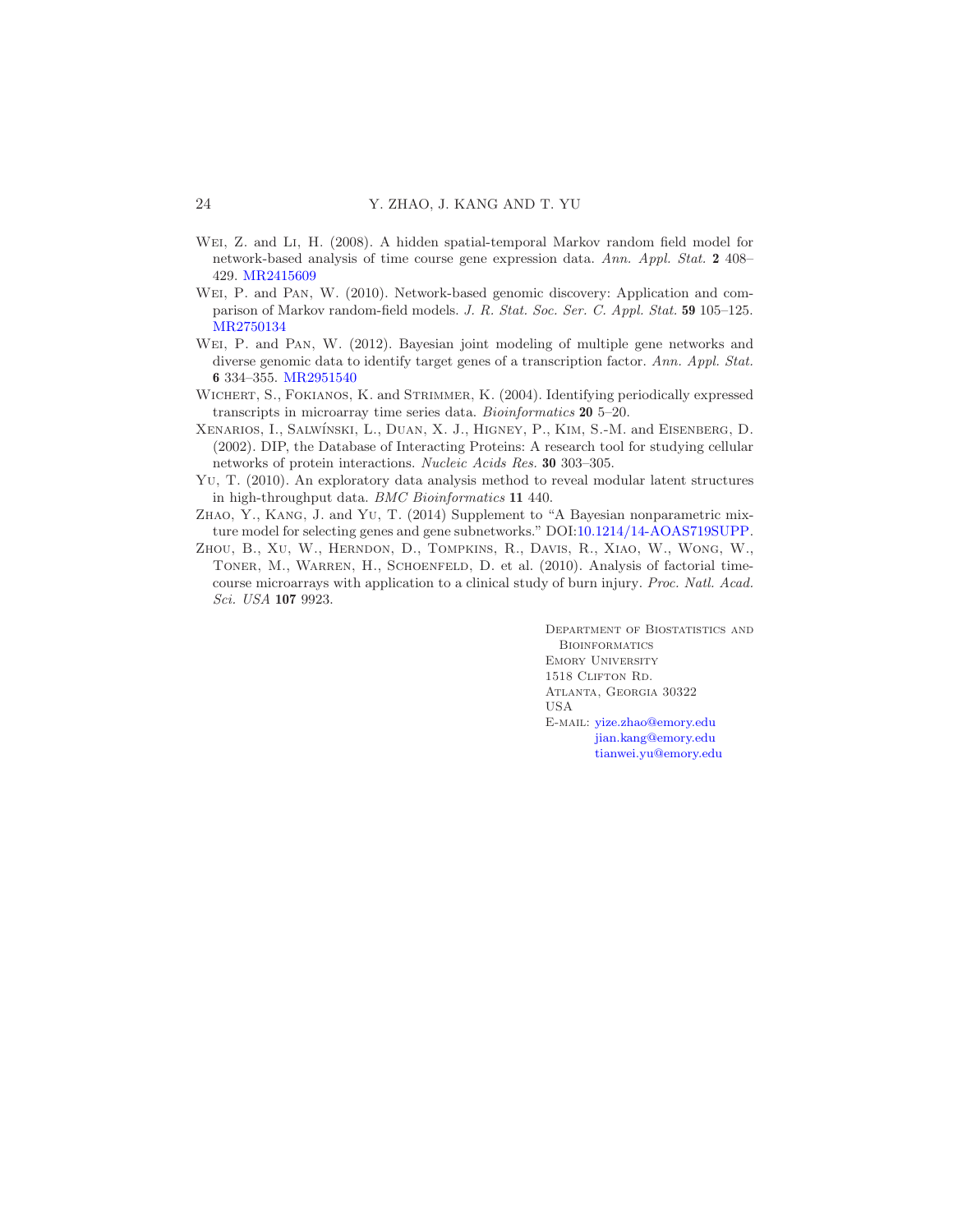Wei, Z. and Li, H. (2008). A hidden spatial-temporal Markov random field model for network-based analysis of time course gene expression data. *Ann. Appl. Stat.* **2** 408–429. MR2415609

Wei, P. and Pan, W. (2010). Network-based genomic discovery: Application and comparison of Markov random-field models. *J. R. Stat. Soc. Ser. C. Appl. Stat.* **59** 105–125. MR2750134

Wei, P. and Pan, W. (2012). Bayesian joint modeling of multiple gene networks and diverse genomic data to identify target genes of a transcription factor. *Ann. Appl. Stat.* **6** 334–355. MR2951540

Wichert, S., Fokianos, K. and Strimmer, K. (2004). Identifying periodically expressed transcripts in microarray time series data. *Bioinformatics* **20** 5–20.

Xenarios, I., Salwínski, L., Duan, X. J., Higney, P., Kim, S.-M. and Eisenberg, D. (2002). DIP, the Database of Interacting Proteins: A research tool for studying cellular networks of protein interactions. *Nucleic Acids Res.* **30** 303–305.

Yu, T. (2010). An exploratory data analysis method to reveal modular latent structures in high-throughput data. *BMC Bioinformatics* **11** 440.

Zhao, Y., Kang, J. and Yu, T. (2014) Supplement to "A Bayesian nonparametric mixture model for selecting genes and gene subnetworks." DOI:10.1214/14-AOAS719SUPP.

Zhou, B., Xu, W., Herndon, D., Tompkins, R., Davis, R., Xiao, W., Wong, W., Toner, M., Warren, H., Schoenfeld, D. et al. (2010). Analysis of factorial time-course microarrays with application to a clinical study of burn injury. *Proc. Natl. Acad. Sci. USA* **107** 9923.

Department of Biostatistics and Bioinformatics
Emory University
1518 Clifton Rd.
Atlanta, Georgia 30322
USA
E-mail: yize.zhao@emory.edu
jian.kang@emory.edu
tianwei.yu@emory.edu